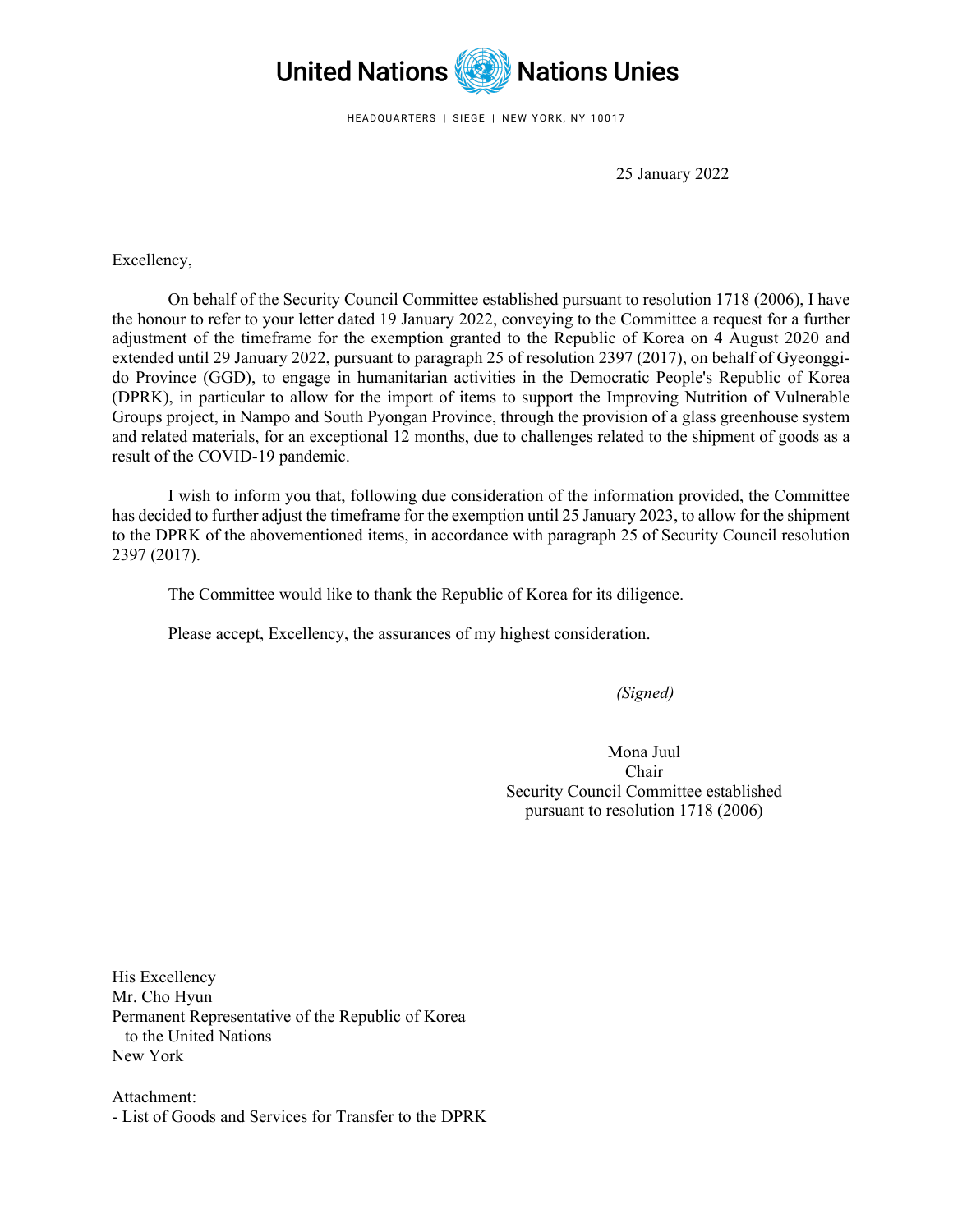United Nations Nations Unies

HEADQUARTERS | SIEGE | NEW YORK, NY 10017

25 January 2022

Excellency,

On behalf of the Security Council Committee established pursuant to resolution 1718 (2006), I have the honour to refer to your letter dated 19 January 2022, conveying to the Committee a request for a further adjustment of the timeframe for the exemption granted to the Republic of Korea on 4 August 2020 and extended until 29 January 2022, pursuant to paragraph 25 of resolution 2397 (2017), on behalf of Gyeonggi-do Province (GGD), to engage in humanitarian activities in the Democratic People's Republic of Korea (DPRK), in particular to allow for the import of items to support the Improving Nutrition of Vulnerable Groups project, in Nampo and South Pyongan Province, through the provision of a glass greenhouse system and related materials, for an exceptional 12 months, due to challenges related to the shipment of goods as a result of the COVID-19 pandemic.

I wish to inform you that, following due consideration of the information provided, the Committee has decided to further adjust the timeframe for the exemption until 25 January 2023, to allow for the shipment to the DPRK of the abovementioned items, in accordance with paragraph 25 of Security Council resolution 2397 (2017).

The Committee would like to thank the Republic of Korea for its diligence.

Please accept, Excellency, the assurances of my highest consideration.

*(Signed)*

Mona Juul
Chair
Security Council Committee established
pursuant to resolution 1718 (2006)

His Excellency
Mr. Cho Hyun
Permanent Representative of the Republic of Korea
to the United Nations
New York

Attachment:
- List of Goods and Services for Transfer to the DPRK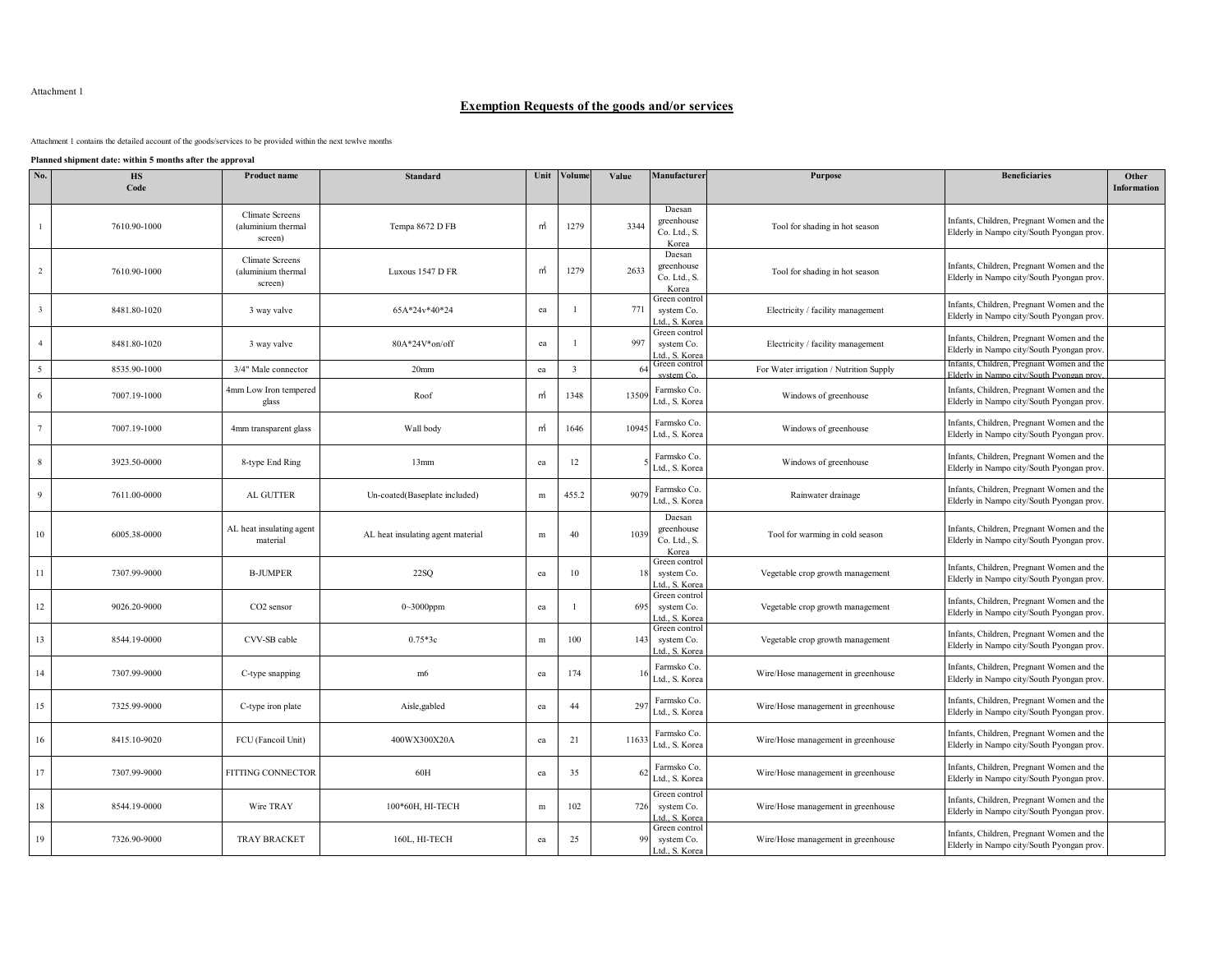Attachment 1

## Exemption Requests of the goods and/or services

Attachment 1 contains the detailed account of the goods/services to be provided within the next tewlve months

**Planned shipment date: within 5 months after the approval**

| No. | HS Code | Product name | Standard | Unit | Volume | Value | Manufacturer | Purpose | Beneficiaries | Other Information |
|---|---|---|---|---|---|---|---|---|---|---|
| 1 | 7610.90-1000 | Climate Screens (aluminium thermal screen) | Tempa 8672 D FB | ㎡ | 1279 | 3344 | Daesan greenhouse Co. Ltd., S. Korea | Tool for shading in hot season | Infants, Children, Pregnant Women and the Elderly in Nampo city/South Pyongan prov. | |
| 2 | 7610.90-1000 | Climate Screens (aluminium thermal screen) | Luxous 1547 D FR | ㎡ | 1279 | 2633 | Daesan greenhouse Co. Ltd., S. Korea | Tool for shading in hot season | Infants, Children, Pregnant Women and the Elderly in Nampo city/South Pyongan prov. | |
| 3 | 8481.80-1020 | 3 way valve | 65A*24v*40*24 | ea | 1 | 771 | Green control system Co. Ltd., S. Korea | Electricity / facility management | Infants, Children, Pregnant Women and the Elderly in Nampo city/South Pyongan prov. | |
| 4 | 8481.80-1020 | 3 way valve | 80A*24V*on/off | ea | 1 | 997 | Green control system Co. Ltd., S. Korea | Electricity / facility management | Infants, Children, Pregnant Women and the Elderly in Nampo city/South Pyongan prov. | |
| 5 | 8535.90-1000 | 3/4" Male connector | 20mm | ea | 3 | 64 | Green control system Co. | For Water irrigation / Nutrition Supply | Infants, Children, Pregnant Women and the Elderly in Nampo city/South Pyongan prov. | |
| 6 | 7007.19-1000 | 4mm Low Iron tempered glass | Roof | ㎡ | 1348 | 13509 | Farmsko Co. Ltd., S. Korea | Windows of greenhouse | Infants, Children, Pregnant Women and the Elderly in Nampo city/South Pyongan prov. | |
| 7 | 7007.19-1000 | 4mm transparent glass | Wall body | ㎡ | 1646 | 10945 | Farmsko Co. Ltd., S. Korea | Windows of greenhouse | Infants, Children, Pregnant Women and the Elderly in Nampo city/South Pyongan prov. | |
| 8 | 3923.50-0000 | 8-type End Ring | 13mm | ea | 12 | 5 | Farmsko Co. Ltd., S. Korea | Windows of greenhouse | Infants, Children, Pregnant Women and the Elderly in Nampo city/South Pyongan prov. | |
| 9 | 7611.00-0000 | AL GUTTER | Un-coated(Baseplate included) | m | 455.2 | 9079 | Farmsko Co. Ltd., S. Korea | Rainwater drainage | Infants, Children, Pregnant Women and the Elderly in Nampo city/South Pyongan prov. | |
| 10 | 6005.38-0000 | AL heat insulating agent material | AL heat insulating agent material | m | 40 | 1039 | Daesan greenhouse Co. Ltd., S. Korea | Tool for warming in cold season | Infants, Children, Pregnant Women and the Elderly in Nampo city/South Pyongan prov. | |
| 11 | 7307.99-9000 | B-JUMPER | 22SQ | ea | 10 | 18 | Green control system Co. Ltd., S. Korea | Vegetable crop growth management | Infants, Children, Pregnant Women and the Elderly in Nampo city/South Pyongan prov. | |
| 12 | 9026.20-9000 | CO2 sensor | 0~3000ppm | ea | 1 | 695 | Green control system Co. Ltd., S. Korea | Vegetable crop growth management | Infants, Children, Pregnant Women and the Elderly in Nampo city/South Pyongan prov. | |
| 13 | 8544.19-0000 | CVV-SB cable | 0.75*3c | m | 100 | 143 | Green control system Co. Ltd., S. Korea | Vegetable crop growth management | Infants, Children, Pregnant Women and the Elderly in Nampo city/South Pyongan prov. | |
| 14 | 7307.99-9000 | C-type snapping | m6 | ea | 174 | 16 | Farmsko Co. Ltd., S. Korea | Wire/Hose management in greenhouse | Infants, Children, Pregnant Women and the Elderly in Nampo city/South Pyongan prov. | |
| 15 | 7325.99-9000 | C-type iron plate | Aisle,gabled | ea | 44 | 297 | Farmsko Co. Ltd., S. Korea | Wire/Hose management in greenhouse | Infants, Children, Pregnant Women and the Elderly in Nampo city/South Pyongan prov. | |
| 16 | 8415.10-9020 | FCU (Fancoil Unit) | 400WX300X20A | ea | 21 | 11633 | Farmsko Co. Ltd., S. Korea | Wire/Hose management in greenhouse | Infants, Children, Pregnant Women and the Elderly in Nampo city/South Pyongan prov. | |
| 17 | 7307.99-9000 | FITTING CONNECTOR | 60H | ea | 35 | 62 | Farmsko Co. Ltd., S. Korea | Wire/Hose management in greenhouse | Infants, Children, Pregnant Women and the Elderly in Nampo city/South Pyongan prov. | |
| 18 | 8544.19-0000 | Wire TRAY | 100*60H, HI-TECH | m | 102 | 726 | Green control system Co. Ltd., S. Korea | Wire/Hose management in greenhouse | Infants, Children, Pregnant Women and the Elderly in Nampo city/South Pyongan prov. | |
| 19 | 7326.90-9000 | TRAY BRACKET | 160L, HI-TECH | ea | 25 | 99 | Green control system Co. Ltd., S. Korea | Wire/Hose management in greenhouse | Infants, Children, Pregnant Women and the Elderly in Nampo city/South Pyongan prov. | |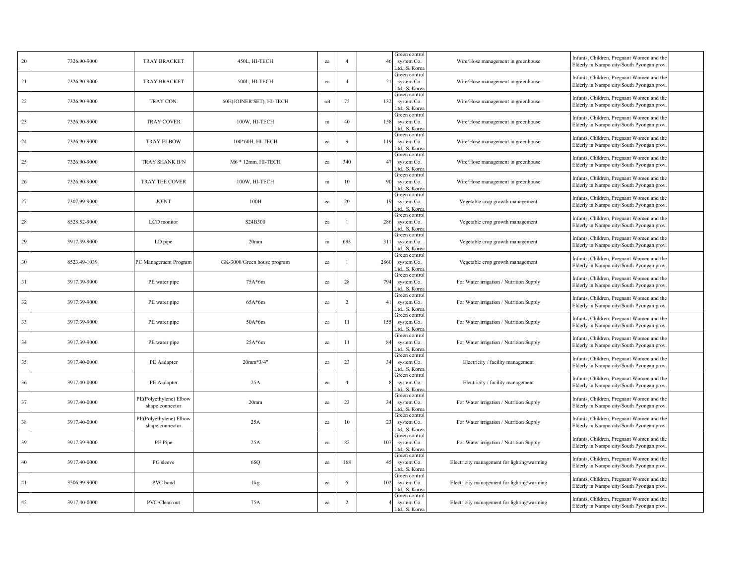| 20 | 7326.90-9000 | TRAY BRACKET | 450L, HI-TECH | ea | 4 | 46 | Green control system Co. Ltd., S. Korea | Wire/Hose management in greenhouse | Infants, Children, Pregnant Women and the Elderly in Nampo city/South Pyongan prov. | |
|---|---|---|---|---|---|---|---|---|---|---|
| 21 | 7326.90-9000 | TRAY BRACKET | 500L, HI-TECH | ea | 4 | 21 | Green control system Co. Ltd., S. Korea | Wire/Hose management in greenhouse | Infants, Children, Pregnant Women and the Elderly in Nampo city/South Pyongan prov. | |
| 22 | 7326.90-9000 | TRAY CON. | 60H(JOINER SET), HI-TECH | set | 75 | 132 | Green control system Co. Ltd., S. Korea | Wire/Hose management in greenhouse | Infants, Children, Pregnant Women and the Elderly in Nampo city/South Pyongan prov. | |
| 23 | 7326.90-9000 | TRAY COVER | 100W, HI-TECH | m | 40 | 158 | Green control system Co. Ltd., S. Korea | Wire/Hose management in greenhouse | Infants, Children, Pregnant Women and the Elderly in Nampo city/South Pyongan prov. | |
| 24 | 7326.90-9000 | TRAY ELBOW | 100*60H, HI-TECH | ea | 9 | 119 | Green control system Co. Ltd., S. Korea | Wire/Hose management in greenhouse | Infants, Children, Pregnant Women and the Elderly in Nampo city/South Pyongan prov. | |
| 25 | 7326.90-9000 | TRAY SHANK B/N | M6 * 12mm, HI-TECH | ea | 340 | 47 | Green control system Co. Ltd., S. Korea | Wire/Hose management in greenhouse | Infants, Children, Pregnant Women and the Elderly in Nampo city/South Pyongan prov. | |
| 26 | 7326.90-9000 | TRAY TEE COVER | 100W, HI-TECH | m | 10 | 90 | Green control system Co. Ltd., S. Korea | Wire/Hose management in greenhouse | Infants, Children, Pregnant Women and the Elderly in Nampo city/South Pyongan prov. | |
| 27 | 7307.99-9000 | JOINT | 100H | ea | 20 | 19 | Green control system Co. Ltd., S. Korea | Vegetable crop growth management | Infants, Children, Pregnant Women and the Elderly in Nampo city/South Pyongan prov. | |
| 28 | 8528.52-9000 | LCD monitor | S24B300 | ea | 1 | 286 | Green control system Co. Ltd., S. Korea | Vegetable crop growth management | Infants, Children, Pregnant Women and the Elderly in Nampo city/South Pyongan prov. | |
| 29 | 3917.39-9000 | LD pipe | 20mm | m | 693 | 311 | Green control system Co. Ltd., S. Korea | Vegetable crop growth management | Infants, Children, Pregnant Women and the Elderly in Nampo city/South Pyongan prov. | |
| 30 | 8523.49-1039 | PC Management Program | GK-3000/Green house program | ea | 1 | 2860 | Green control system Co. Ltd., S. Korea | Vegetable crop growth management | Infants, Children, Pregnant Women and the Elderly in Nampo city/South Pyongan prov. | |
| 31 | 3917.39-9000 | PE water pipe | 75A*6m | ea | 28 | 794 | Green control system Co. Ltd., S. Korea | For Water irrigation / Nutrition Supply | Infants, Children, Pregnant Women and the Elderly in Nampo city/South Pyongan prov. | |
| 32 | 3917.39-9000 | PE water pipe | 65A*6m | ea | 2 | 41 | Green control system Co. Ltd., S. Korea | For Water irrigation / Nutrition Supply | Infants, Children, Pregnant Women and the Elderly in Nampo city/South Pyongan prov. | |
| 33 | 3917.39-9000 | PE water pipe | 50A*6m | ea | 11 | 155 | Green control system Co. Ltd., S. Korea | For Water irrigation / Nutrition Supply | Infants, Children, Pregnant Women and the Elderly in Nampo city/South Pyongan prov. | |
| 34 | 3917.39-9000 | PE water pipe | 25A*6m | ea | 11 | 84 | Green control system Co. Ltd., S. Korea | For Water irrigation / Nutrition Supply | Infants, Children, Pregnant Women and the Elderly in Nampo city/South Pyongan prov. | |
| 35 | 3917.40-0000 | PE Aadapter | 20mm*3/4" | ea | 23 | 34 | Green control system Co. Ltd., S. Korea | Electricity / facility management | Infants, Children, Pregnant Women and the Elderly in Nampo city/South Pyongan prov. | |
| 36 | 3917.40-0000 | PE Aadapter | 25A | ea | 4 | 8 | Green control system Co. Ltd., S. Korea | Electricity / facility management | Infants, Children, Pregnant Women and the Elderly in Nampo city/South Pyongan prov. | |
| 37 | 3917.40-0000 | PE(Polyethylene) Elbow shape connector | 20mm | ea | 23 | 34 | Green control system Co. Ltd., S. Korea | For Water irrigation / Nutrition Supply | Infants, Children, Pregnant Women and the Elderly in Nampo city/South Pyongan prov. | |
| 38 | 3917.40-0000 | PE(Polyethylene) Elbow shape connector | 25A | ea | 10 | 23 | Green control system Co. Ltd., S. Korea | For Water irrigation / Nutrition Supply | Infants, Children, Pregnant Women and the Elderly in Nampo city/South Pyongan prov. | |
| 39 | 3917.39-9000 | PE Pipe | 25A | ea | 82 | 107 | Green control system Co. Ltd., S. Korea | For Water irrigation / Nutrition Supply | Infants, Children, Pregnant Women and the Elderly in Nampo city/South Pyongan prov. | |
| 40 | 3917.40-0000 | PG sleeve | 6SQ | ea | 168 | 45 | Green control system Co. Ltd., S. Korea | Electricity management for lighting/warming | Infants, Children, Pregnant Women and the Elderly in Nampo city/South Pyongan prov. | |
| 41 | 3506.99-9000 | PVC bond | 1kg | ea | 5 | 102 | Green control system Co. Ltd., S. Korea | Electricity management for lighting/warming | Infants, Children, Pregnant Women and the Elderly in Nampo city/South Pyongan prov. | |
| 42 | 3917.40-0000 | PVC-Clean out | 75A | ea | 2 | 4 | Green control system Co. Ltd., S. Korea | Electricity management for lighting/warming | Infants, Children, Pregnant Women and the Elderly in Nampo city/South Pyongan prov. | |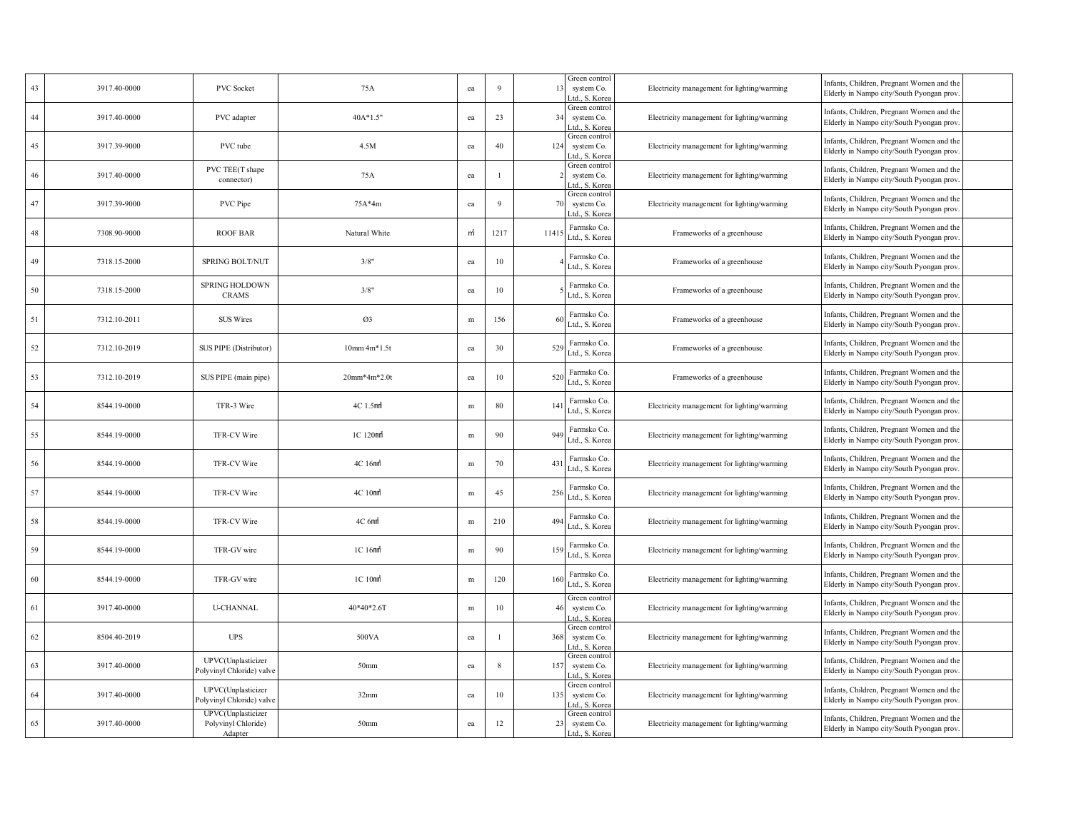| 43 | 3917.40-0000 | PVC Socket | 75A | ea | 9 | 13 | Green control system Co. Ltd., S. Korea | Electricity management for lighting/warming | Infants, Children, Pregnant Women and the Elderly in Nampo city/South Pyongan prov. | |
|---|---|---|---|---|---|---|---|---|---|---|
| 44 | 3917.40-0000 | PVC adapter | 40A*1.5" | ea | 23 | 34 | Green control system Co. Ltd., S. Korea | Electricity management for lighting/warming | Infants, Children, Pregnant Women and the Elderly in Nampo city/South Pyongan prov. | |
| 45 | 3917.39-9000 | PVC tube | 4.5M | ea | 40 | 124 | Green control system Co. Ltd., S. Korea | Electricity management for lighting/warming | Infants, Children, Pregnant Women and the Elderly in Nampo city/South Pyongan prov. | |
| 46 | 3917.40-0000 | PVC TEE(T shape connector) | 75A | ea | 1 | 2 | Green control system Co. Ltd., S. Korea | Electricity management for lighting/warming | Infants, Children, Pregnant Women and the Elderly in Nampo city/South Pyongan prov. | |
| 47 | 3917.39-9000 | PVC Pipe | 75A*4m | ea | 9 | 70 | Green control system Co. Ltd., S. Korea | Electricity management for lighting/warming | Infants, Children, Pregnant Women and the Elderly in Nampo city/South Pyongan prov. | |
| 48 | 7308.90-9000 | ROOF BAR | Natural White | ㎡ | 1217 | 11415 | Farmsko Co. Ltd., S. Korea | Frameworks of a greenhouse | Infants, Children, Pregnant Women and the Elderly in Nampo city/South Pyongan prov. | |
| 49 | 7318.15-2000 | SPRING BOLT/NUT | 3/8" | ea | 10 | 4 | Farmsko Co. Ltd., S. Korea | Frameworks of a greenhouse | Infants, Children, Pregnant Women and the Elderly in Nampo city/South Pyongan prov. | |
| 50 | 7318.15-2000 | SPRING HOLDOWN CRAMS | 3/8" | ea | 10 | 5 | Farmsko Co. Ltd., S. Korea | Frameworks of a greenhouse | Infants, Children, Pregnant Women and the Elderly in Nampo city/South Pyongan prov. | |
| 51 | 7312.10-2011 | SUS Wires | Ø3 | m | 156 | 60 | Farmsko Co. Ltd., S. Korea | Frameworks of a greenhouse | Infants, Children, Pregnant Women and the Elderly in Nampo city/South Pyongan prov. | |
| 52 | 7312.10-2019 | SUS PIPE (Distributor) | 10mm 4m*1.5t | ea | 30 | 529 | Farmsko Co. Ltd., S. Korea | Frameworks of a greenhouse | Infants, Children, Pregnant Women and the Elderly in Nampo city/South Pyongan prov. | |
| 53 | 7312.10-2019 | SUS PIPE (main pipe) | 20mm*4m*2.0t | ea | 10 | 520 | Farmsko Co. Ltd., S. Korea | Frameworks of a greenhouse | Infants, Children, Pregnant Women and the Elderly in Nampo city/South Pyongan prov. | |
| 54 | 8544.19-0000 | TFR-3 Wire | 4C 1.5㎟ | m | 80 | 141 | Farmsko Co. Ltd., S. Korea | Electricity management for lighting/warming | Infants, Children, Pregnant Women and the Elderly in Nampo city/South Pyongan prov. | |
| 55 | 8544.19-0000 | TFR-CV Wire | 1C 120㎟ | m | 90 | 949 | Farmsko Co. Ltd., S. Korea | Electricity management for lighting/warming | Infants, Children, Pregnant Women and the Elderly in Nampo city/South Pyongan prov. | |
| 56 | 8544.19-0000 | TFR-CV Wire | 4C 16㎟ | m | 70 | 431 | Farmsko Co. Ltd., S. Korea | Electricity management for lighting/warming | Infants, Children, Pregnant Women and the Elderly in Nampo city/South Pyongan prov. | |
| 57 | 8544.19-0000 | TFR-CV Wire | 4C 10㎟ | m | 45 | 256 | Farmsko Co. Ltd., S. Korea | Electricity management for lighting/warming | Infants, Children, Pregnant Women and the Elderly in Nampo city/South Pyongan prov. | |
| 58 | 8544.19-0000 | TFR-CV Wire | 4C 6㎟ | m | 210 | 494 | Farmsko Co. Ltd., S. Korea | Electricity management for lighting/warming | Infants, Children, Pregnant Women and the Elderly in Nampo city/South Pyongan prov. | |
| 59 | 8544.19-0000 | TFR-GV wire | 1C 16㎟ | m | 90 | 159 | Farmsko Co. Ltd., S. Korea | Electricity management for lighting/warming | Infants, Children, Pregnant Women and the Elderly in Nampo city/South Pyongan prov. | |
| 60 | 8544.19-0000 | TFR-GV wire | 1C 10㎟ | m | 120 | 160 | Farmsko Co. Ltd., S. Korea | Electricity management for lighting/warming | Infants, Children, Pregnant Women and the Elderly in Nampo city/South Pyongan prov. | |
| 61 | 3917.40-0000 | U-CHANNAL | 40*40*2.6T | m | 10 | 46 | Green control system Co. Ltd., S. Korea | Electricity management for lighting/warming | Infants, Children, Pregnant Women and the Elderly in Nampo city/South Pyongan prov. | |
| 62 | 8504.40-2019 | UPS | 500VA | ea | 1 | 368 | Green control system Co. Ltd., S. Korea | Electricity management for lighting/warming | Infants, Children, Pregnant Women and the Elderly in Nampo city/South Pyongan prov. | |
| 63 | 3917.40-0000 | UPVC(Unplasticizer Polyvinyl Chloride) valve | 50mm | ea | 8 | 157 | Green control system Co. Ltd., S. Korea | Electricity management for lighting/warming | Infants, Children, Pregnant Women and the Elderly in Nampo city/South Pyongan prov. | |
| 64 | 3917.40-0000 | UPVC(Unplasticizer Polyvinyl Chloride) valve | 32mm | ea | 10 | 135 | Green control system Co. Ltd., S. Korea | Electricity management for lighting/warming | Infants, Children, Pregnant Women and the Elderly in Nampo city/South Pyongan prov. | |
| 65 | 3917.40-0000 | UPVC(Unplasticizer Polyvinyl Chloride) Adapter | 50mm | ea | 12 | 23 | Green control system Co. Ltd., S. Korea | Electricity management for lighting/warming | Infants, Children, Pregnant Women and the Elderly in Nampo city/South Pyongan prov. | |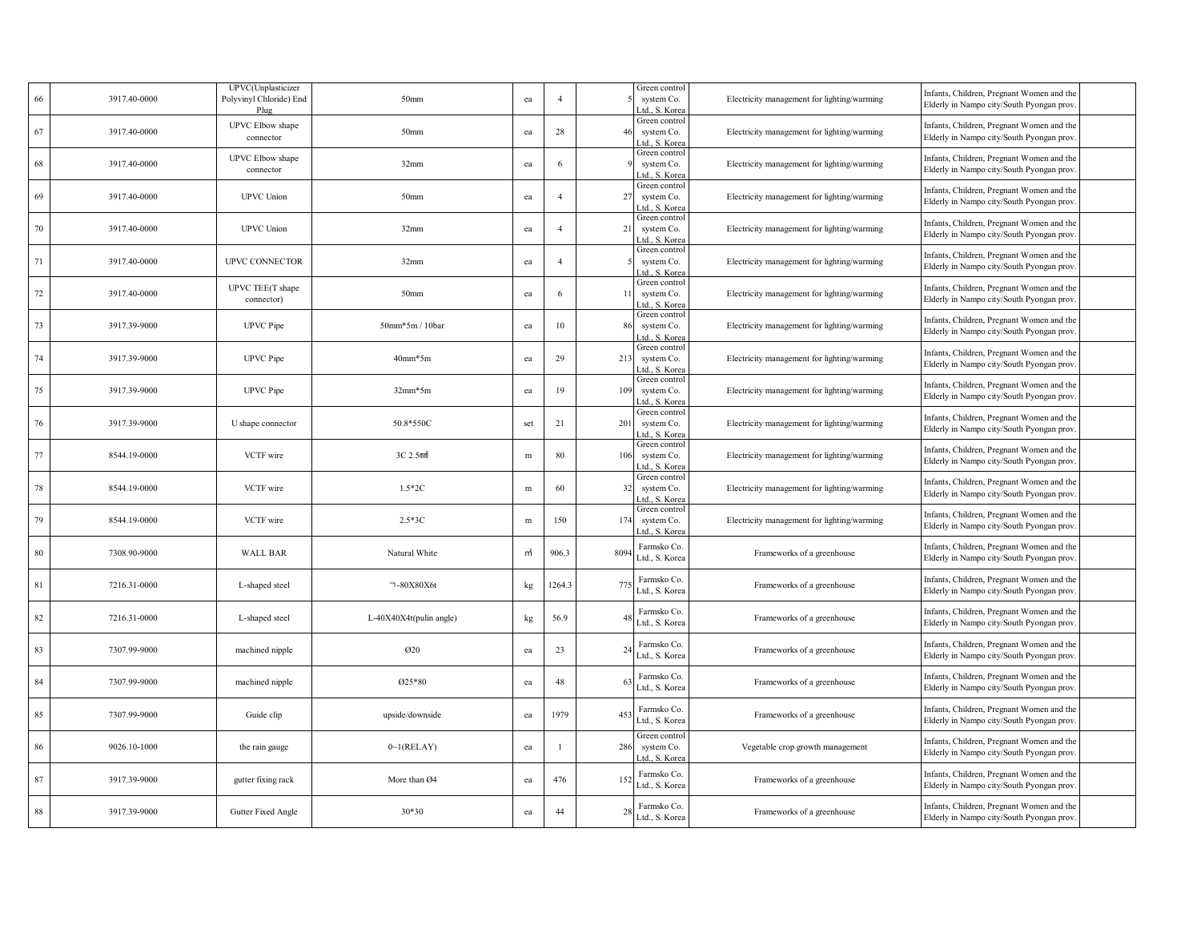| 66 | 3917.40-0000 | UPVC(Unplasticizer Polyvinyl Chloride) End Plug | 50mm | ea | 4 | 5 | Green control system Co. Ltd., S. Korea | Electricity management for lighting/warming | Infants, Children, Pregnant Women and the Elderly in Nampo city/South Pyongan prov. | |
|---|---|---|---|---|---|---|---|---|---|---|
| 67 | 3917.40-0000 | UPVC Elbow shape connector | 50mm | ea | 28 | 46 | Green control system Co. Ltd., S. Korea | Electricity management for lighting/warming | Infants, Children, Pregnant Women and the Elderly in Nampo city/South Pyongan prov. | |
| 68 | 3917.40-0000 | UPVC Elbow shape connector | 32mm | ea | 6 | 9 | Green control system Co. Ltd., S. Korea | Electricity management for lighting/warming | Infants, Children, Pregnant Women and the Elderly in Nampo city/South Pyongan prov. | |
| 69 | 3917.40-0000 | UPVC Union | 50mm | ea | 4 | 27 | Green control system Co. Ltd., S. Korea | Electricity management for lighting/warming | Infants, Children, Pregnant Women and the Elderly in Nampo city/South Pyongan prov. | |
| 70 | 3917.40-0000 | UPVC Union | 32mm | ea | 4 | 21 | Green control system Co. Ltd., S. Korea | Electricity management for lighting/warming | Infants, Children, Pregnant Women and the Elderly in Nampo city/South Pyongan prov. | |
| 71 | 3917.40-0000 | UPVC CONNECTOR | 32mm | ea | 4 | 5 | Green control system Co. Ltd., S. Korea | Electricity management for lighting/warming | Infants, Children, Pregnant Women and the Elderly in Nampo city/South Pyongan prov. | |
| 72 | 3917.40-0000 | UPVC TEE(T shape connector) | 50mm | ea | 6 | 11 | Green control system Co. Ltd., S. Korea | Electricity management for lighting/warming | Infants, Children, Pregnant Women and the Elderly in Nampo city/South Pyongan prov. | |
| 73 | 3917.39-9000 | UPVC Pipe | 50mm*5m / 10bar | ea | 10 | 86 | Green control system Co. Ltd., S. Korea | Electricity management for lighting/warming | Infants, Children, Pregnant Women and the Elderly in Nampo city/South Pyongan prov. | |
| 74 | 3917.39-9000 | UPVC Pipe | 40mm*5m | ea | 29 | 213 | Green control system Co. Ltd., S. Korea | Electricity management for lighting/warming | Infants, Children, Pregnant Women and the Elderly in Nampo city/South Pyongan prov. | |
| 75 | 3917.39-9000 | UPVC Pipe | 32mm*5m | ea | 19 | 109 | Green control system Co. Ltd., S. Korea | Electricity management for lighting/warming | Infants, Children, Pregnant Women and the Elderly in Nampo city/South Pyongan prov. | |
| 76 | 3917.39-9000 | U shape connector | 50.8*550C | set | 21 | 201 | Green control system Co. Ltd., S. Korea | Electricity management for lighting/warming | Infants, Children, Pregnant Women and the Elderly in Nampo city/South Pyongan prov. | |
| 77 | 8544.19-0000 | VCTF wire | 3C 2.5㎟ | m | 80 | 106 | Green control system Co. Ltd., S. Korea | Electricity management for lighting/warming | Infants, Children, Pregnant Women and the Elderly in Nampo city/South Pyongan prov. | |
| 78 | 8544.19-0000 | VCTF wire | 1.5*2C | m | 60 | 32 | Green control system Co. Ltd., S. Korea | Electricity management for lighting/warming | Infants, Children, Pregnant Women and the Elderly in Nampo city/South Pyongan prov. | |
| 79 | 8544.19-0000 | VCTF wire | 2.5*3C | m | 150 | 174 | Green control system Co. Ltd., S. Korea | Electricity management for lighting/warming | Infants, Children, Pregnant Women and the Elderly in Nampo city/South Pyongan prov. | |
| 80 | 7308.90-9000 | WALL BAR | Natural White | ㎡ | 906.3 | 8094 | Farmsko Co. Ltd., S. Korea | Frameworks of a greenhouse | Infants, Children, Pregnant Women and the Elderly in Nampo city/South Pyongan prov. | |
| 81 | 7216.31-0000 | L-shaped steel | ㄱ-80X80X6t | kg | 1264.3 | 775 | Farmsko Co. Ltd., S. Korea | Frameworks of a greenhouse | Infants, Children, Pregnant Women and the Elderly in Nampo city/South Pyongan prov. | |
| 82 | 7216.31-0000 | L-shaped steel | L-40X40X4t(pulin angle) | kg | 56.9 | 48 | Farmsko Co. Ltd., S. Korea | Frameworks of a greenhouse | Infants, Children, Pregnant Women and the Elderly in Nampo city/South Pyongan prov. | |
| 83 | 7307.99-9000 | machined nipple | Ø20 | ea | 23 | 24 | Farmsko Co. Ltd., S. Korea | Frameworks of a greenhouse | Infants, Children, Pregnant Women and the Elderly in Nampo city/South Pyongan prov. | |
| 84 | 7307.99-9000 | machined nipple | Ø25*80 | ea | 48 | 63 | Farmsko Co. Ltd., S. Korea | Frameworks of a greenhouse | Infants, Children, Pregnant Women and the Elderly in Nampo city/South Pyongan prov. | |
| 85 | 7307.99-9000 | Guide clip | upside/downside | ea | 1979 | 453 | Farmsko Co. Ltd., S. Korea | Frameworks of a greenhouse | Infants, Children, Pregnant Women and the Elderly in Nampo city/South Pyongan prov. | |
| 86 | 9026.10-1000 | the rain gauge | 0~1(RELAY) | ea | 1 | 286 | Green control system Co. Ltd., S. Korea | Vegetable crop growth management | Infants, Children, Pregnant Women and the Elderly in Nampo city/South Pyongan prov. | |
| 87 | 3917.39-9000 | gutter fixing rack | More than Ø4 | ea | 476 | 152 | Farmsko Co. Ltd., S. Korea | Frameworks of a greenhouse | Infants, Children, Pregnant Women and the Elderly in Nampo city/South Pyongan prov. | |
| 88 | 3917.39-9000 | Gutter Fixed Angle | 30*30 | ea | 44 | 28 | Farmsko Co. Ltd., S. Korea | Frameworks of a greenhouse | Infants, Children, Pregnant Women and the Elderly in Nampo city/South Pyongan prov. | |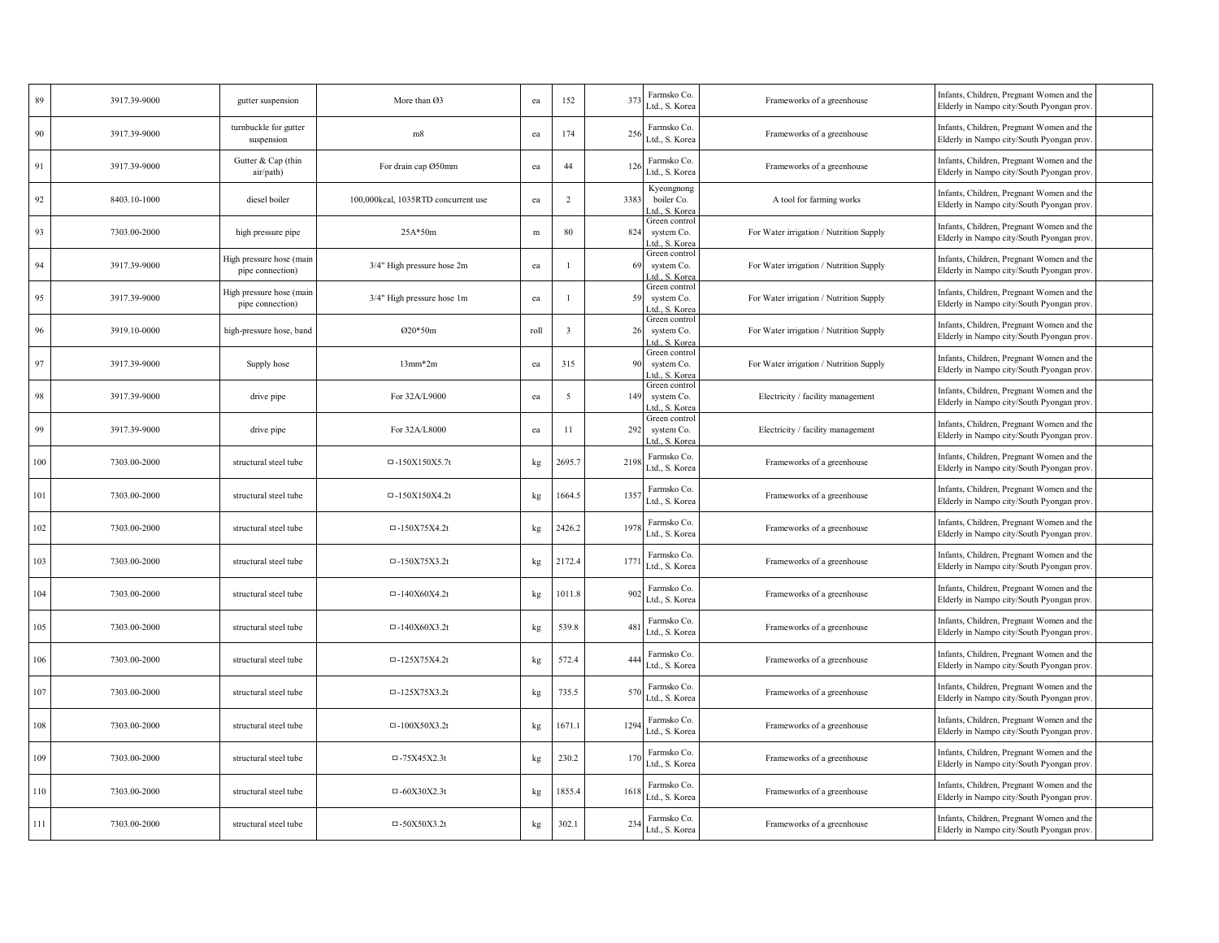| | | | | | | | | | | |
|---|---|---|---|---|---|---|---|---|---|---|
| 89 | 3917.39-9000 | gutter suspension | More than Ø3 | ea | 152 | 373 | Farmsko Co. Ltd., S. Korea | Frameworks of a greenhouse | Infants, Children, Pregnant Women and the Elderly in Nampo city/South Pyongan prov. | |
| 90 | 3917.39-9000 | turnbuckle for gutter suspension | m8 | ea | 174 | 256 | Farmsko Co. Ltd., S. Korea | Frameworks of a greenhouse | Infants, Children, Pregnant Women and the Elderly in Nampo city/South Pyongan prov. | |
| 91 | 3917.39-9000 | Gutter & Cap (thin air/path) | For drain cap Ø50mm | ea | 44 | 126 | Farmsko Co. Ltd., S. Korea | Frameworks of a greenhouse | Infants, Children, Pregnant Women and the Elderly in Nampo city/South Pyongan prov. | |
| 92 | 8403.10-1000 | diesel boiler | 100,000kcal, 1035RTD concurrent use | ea | 2 | 3383 | Kyeongnong boiler Co. Ltd., S. Korea | A tool for farming works | Infants, Children, Pregnant Women and the Elderly in Nampo city/South Pyongan prov. | |
| 93 | 7303.00-2000 | high pressure pipe | 25A*50m | m | 80 | 824 | Green control system Co. Ltd., S. Korea | For Water irrigation / Nutrition Supply | Infants, Children, Pregnant Women and the Elderly in Nampo city/South Pyongan prov. | |
| 94 | 3917.39-9000 | High pressure hose (main pipe connection) | 3/4" High pressure hose 2m | ea | 1 | 69 | Green control system Co. Ltd., S. Korea | For Water irrigation / Nutrition Supply | Infants, Children, Pregnant Women and the Elderly in Nampo city/South Pyongan prov. | |
| 95 | 3917.39-9000 | High pressure hose (main pipe connection) | 3/4" High pressure hose 1m | ea | 1 | 59 | Green control system Co. Ltd., S. Korea | For Water irrigation / Nutrition Supply | Infants, Children, Pregnant Women and the Elderly in Nampo city/South Pyongan prov. | |
| 96 | 3919.10-0000 | high-pressure hose, band | Ø20*50m | roll | 3 | 26 | Green control system Co. Ltd., S. Korea | For Water irrigation / Nutrition Supply | Infants, Children, Pregnant Women and the Elderly in Nampo city/South Pyongan prov. | |
| 97 | 3917.39-9000 | Supply hose | 13mm*2m | ea | 315 | 90 | Green control system Co. Ltd., S. Korea | For Water irrigation / Nutrition Supply | Infants, Children, Pregnant Women and the Elderly in Nampo city/South Pyongan prov. | |
| 98 | 3917.39-9000 | drive pipe | For 32A/L9000 | ea | 5 | 149 | Green control system Co. Ltd., S. Korea | Electricity / facility management | Infants, Children, Pregnant Women and the Elderly in Nampo city/South Pyongan prov. | |
| 99 | 3917.39-9000 | drive pipe | For 32A/L8000 | ea | 11 | 292 | Green control system Co. Ltd., S. Korea | Electricity / facility management | Infants, Children, Pregnant Women and the Elderly in Nampo city/South Pyongan prov. | |
| 100 | 7303.00-2000 | structural steel tube | □-150X150X5.7t | kg | 2695.7 | 2198 | Farmsko Co. Ltd., S. Korea | Frameworks of a greenhouse | Infants, Children, Pregnant Women and the Elderly in Nampo city/South Pyongan prov. | |
| 101 | 7303.00-2000 | structural steel tube | □-150X150X4.2t | kg | 1664.5 | 1357 | Farmsko Co. Ltd., S. Korea | Frameworks of a greenhouse | Infants, Children, Pregnant Women and the Elderly in Nampo city/South Pyongan prov. | |
| 102 | 7303.00-2000 | structural steel tube | □-150X75X4.2t | kg | 2426.2 | 1978 | Farmsko Co. Ltd., S. Korea | Frameworks of a greenhouse | Infants, Children, Pregnant Women and the Elderly in Nampo city/South Pyongan prov. | |
| 103 | 7303.00-2000 | structural steel tube | □-150X75X3.2t | kg | 2172.4 | 1771 | Farmsko Co. Ltd., S. Korea | Frameworks of a greenhouse | Infants, Children, Pregnant Women and the Elderly in Nampo city/South Pyongan prov. | |
| 104 | 7303.00-2000 | structural steel tube | □-140X60X4.2t | kg | 1011.8 | 902 | Farmsko Co. Ltd., S. Korea | Frameworks of a greenhouse | Infants, Children, Pregnant Women and the Elderly in Nampo city/South Pyongan prov. | |
| 105 | 7303.00-2000 | structural steel tube | □-140X60X3.2t | kg | 539.8 | 481 | Farmsko Co. Ltd., S. Korea | Frameworks of a greenhouse | Infants, Children, Pregnant Women and the Elderly in Nampo city/South Pyongan prov. | |
| 106 | 7303.00-2000 | structural steel tube | □-125X75X4.2t | kg | 572.4 | 444 | Farmsko Co. Ltd., S. Korea | Frameworks of a greenhouse | Infants, Children, Pregnant Women and the Elderly in Nampo city/South Pyongan prov. | |
| 107 | 7303.00-2000 | structural steel tube | □-125X75X3.2t | kg | 735.5 | 570 | Farmsko Co. Ltd., S. Korea | Frameworks of a greenhouse | Infants, Children, Pregnant Women and the Elderly in Nampo city/South Pyongan prov. | |
| 108 | 7303.00-2000 | structural steel tube | □-100X50X3.2t | kg | 1671.1 | 1294 | Farmsko Co. Ltd., S. Korea | Frameworks of a greenhouse | Infants, Children, Pregnant Women and the Elderly in Nampo city/South Pyongan prov. | |
| 109 | 7303.00-2000 | structural steel tube | □-75X45X2.3t | kg | 230.2 | 170 | Farmsko Co. Ltd., S. Korea | Frameworks of a greenhouse | Infants, Children, Pregnant Women and the Elderly in Nampo city/South Pyongan prov. | |
| 110 | 7303.00-2000 | structural steel tube | □-60X30X2.3t | kg | 1855.4 | 1618 | Farmsko Co. Ltd., S. Korea | Frameworks of a greenhouse | Infants, Children, Pregnant Women and the Elderly in Nampo city/South Pyongan prov. | |
| 111 | 7303.00-2000 | structural steel tube | □-50X50X3.2t | kg | 302.1 | 234 | Farmsko Co. Ltd., S. Korea | Frameworks of a greenhouse | Infants, Children, Pregnant Women and the Elderly in Nampo city/South Pyongan prov. | |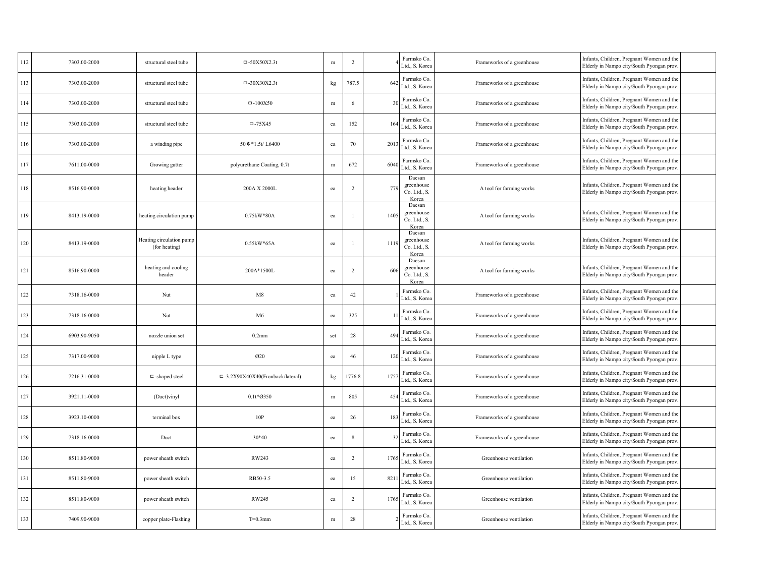| 112 | 7303.00-2000 | structural steel tube | ▭-50X50X2.3t | m | 2 | 4 | Farmsko Co. Ltd., S. Korea | Frameworks of a greenhouse | Infants, Children, Pregnant Women and the Elderly in Nampo city/South Pyongan prov. | |
|---|---|---|---|---|---|---|---|---|---|---|
| 113 | 7303.00-2000 | structural steel tube | ▭-30X30X2.3t | kg | 787.5 | 642 | Farmsko Co. Ltd., S. Korea | Frameworks of a greenhouse | Infants, Children, Pregnant Women and the Elderly in Nampo city/South Pyongan prov. | |
| 114 | 7303.00-2000 | structural steel tube | ▭-100X50 | m | 6 | 30 | Farmsko Co. Ltd., S. Korea | Frameworks of a greenhouse | Infants, Children, Pregnant Women and the Elderly in Nampo city/South Pyongan prov. | |
| 115 | 7303.00-2000 | structural steel tube | ▭-75X45 | ea | 152 | 164 | Farmsko Co. Ltd., S. Korea | Frameworks of a greenhouse | Infants, Children, Pregnant Women and the Elderly in Nampo city/South Pyongan prov. | |
| 116 | 7303.00-2000 | a winding pipe | 50￠*1.5t/ L6400 | ea | 70 | 2013 | Farmsko Co. Ltd., S. Korea | Frameworks of a greenhouse | Infants, Children, Pregnant Women and the Elderly in Nampo city/South Pyongan prov. | |
| 117 | 7611.00-0000 | Growing gutter | polyurethane Coating, 0.7t | m | 672 | 6040 | Farmsko Co. Ltd., S. Korea | Frameworks of a greenhouse | Infants, Children, Pregnant Women and the Elderly in Nampo city/South Pyongan prov. | |
| 118 | 8516.90-0000 | heating header | 200A X 2000L | ea | 2 | 779 | Daesan greenhouse Co. Ltd., S. Korea | A tool for farming works | Infants, Children, Pregnant Women and the Elderly in Nampo city/South Pyongan prov. | |
| 119 | 8413.19-0000 | heating circulation pump | 0.75kW*80A | ea | 1 | 1405 | Daesan greenhouse Co. Ltd., S. Korea | A tool for farming works | Infants, Children, Pregnant Women and the Elderly in Nampo city/South Pyongan prov. | |
| 120 | 8413.19-0000 | Heating circulation pump (for heating) | 0.55kW*65A | ea | 1 | 1119 | Daesan greenhouse Co. Ltd., S. Korea | A tool for farming works | Infants, Children, Pregnant Women and the Elderly in Nampo city/South Pyongan prov. | |
| 121 | 8516.90-0000 | heating and cooling header | 200A*1500L | ea | 2 | 606 | Daesan greenhouse Co. Ltd., S. Korea | A tool for farming works | Infants, Children, Pregnant Women and the Elderly in Nampo city/South Pyongan prov. | |
| 122 | 7318.16-0000 | Nut | M8 | ea | 42 | 1 | Farmsko Co. Ltd., S. Korea | Frameworks of a greenhouse | Infants, Children, Pregnant Women and the Elderly in Nampo city/South Pyongan prov. | |
| 123 | 7318.16-0000 | Nut | M6 | ea | 325 | 11 | Farmsko Co. Ltd., S. Korea | Frameworks of a greenhouse | Infants, Children, Pregnant Women and the Elderly in Nampo city/South Pyongan prov. | |
| 124 | 6903.90-9050 | nozzle union set | 0.2mm | set | 28 | 494 | Farmsko Co. Ltd., S. Korea | Frameworks of a greenhouse | Infants, Children, Pregnant Women and the Elderly in Nampo city/South Pyongan prov. | |
| 125 | 7317.00-9000 | nipple L type | Ø20 | ea | 46 | 120 | Farmsko Co. Ltd., S. Korea | Frameworks of a greenhouse | Infants, Children, Pregnant Women and the Elderly in Nampo city/South Pyongan prov. | |
| 126 | 7216.31-0000 | ⊏-shaped steel | ⊏-3.2X90X40X40(Fronback/lateral) | kg | 1776.8 | 1757 | Farmsko Co. Ltd., S. Korea | Frameworks of a greenhouse | Infants, Children, Pregnant Women and the Elderly in Nampo city/South Pyongan prov. | |
| 127 | 3921.11-0000 | (Dact)vinyl | 0.1t*Ø350 | m | 805 | 454 | Farmsko Co. Ltd., S. Korea | Frameworks of a greenhouse | Infants, Children, Pregnant Women and the Elderly in Nampo city/South Pyongan prov. | |
| 128 | 3923.10-0000 | terminal box | 10P | ea | 26 | 183 | Farmsko Co. Ltd., S. Korea | Frameworks of a greenhouse | Infants, Children, Pregnant Women and the Elderly in Nampo city/South Pyongan prov. | |
| 129 | 7318.16-0000 | Duct | 30*40 | ea | 8 | 32 | Farmsko Co. Ltd., S. Korea | Frameworks of a greenhouse | Infants, Children, Pregnant Women and the Elderly in Nampo city/South Pyongan prov. | |
| 130 | 8511.80-9000 | power sheath switch | RW243 | ea | 2 | 1765 | Farmsko Co. Ltd., S. Korea | Greenhouse ventilation | Infants, Children, Pregnant Women and the Elderly in Nampo city/South Pyongan prov. | |
| 131 | 8511.80-9000 | power sheath switch | RB50-3.5 | ea | 15 | 8211 | Farmsko Co. Ltd., S. Korea | Greenhouse ventilation | Infants, Children, Pregnant Women and the Elderly in Nampo city/South Pyongan prov. | |
| 132 | 8511.80-9000 | power sheath switch | RW245 | ea | 2 | 1765 | Farmsko Co. Ltd., S. Korea | Greenhouse ventilation | Infants, Children, Pregnant Women and the Elderly in Nampo city/South Pyongan prov. | |
| 133 | 7409.90-9000 | copper plate-Flashing | T=0.3mm | m | 28 | 2 | Farmsko Co. Ltd., S. Korea | Greenhouse ventilation | Infants, Children, Pregnant Women and the Elderly in Nampo city/South Pyongan prov. | |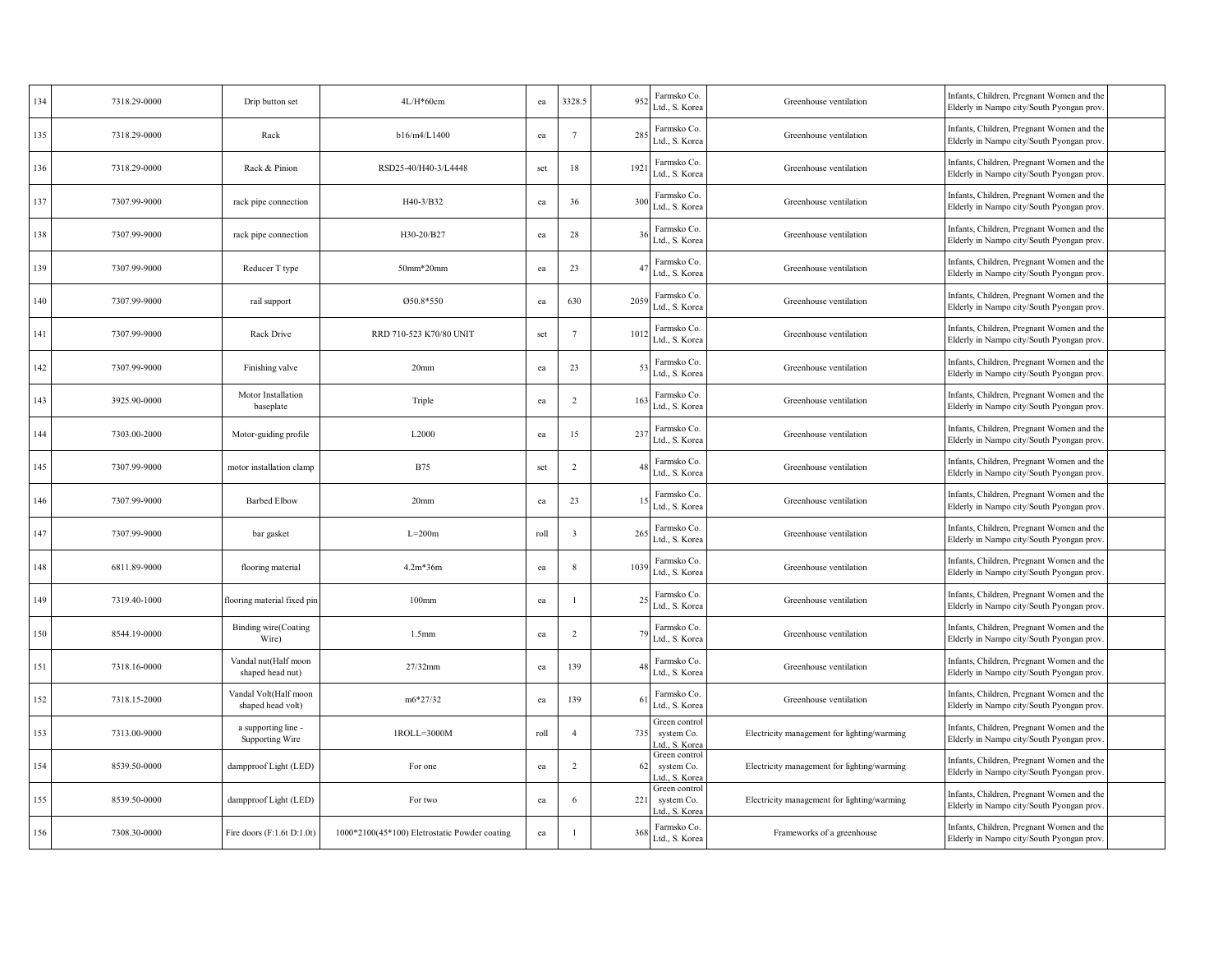| | | | | | | | | | | |
|---|---|---|---|---|---|---|---|---|---|---|
| 134 | 7318.29-0000 | Drip button set | 4L/H*60cm | ea | 3328.5 | 952 | Farmsko Co. Ltd., S. Korea | Greenhouse ventilation | Infants, Children, Pregnant Women and the Elderly in Nampo city/South Pyongan prov. | |
| 135 | 7318.29-0000 | Rack | b16/m4/L1400 | ea | 7 | 285 | Farmsko Co. Ltd., S. Korea | Greenhouse ventilation | Infants, Children, Pregnant Women and the Elderly in Nampo city/South Pyongan prov. | |
| 136 | 7318.29-0000 | Rack & Pinion | RSD25-40/H40-3/L4448 | set | 18 | 1921 | Farmsko Co. Ltd., S. Korea | Greenhouse ventilation | Infants, Children, Pregnant Women and the Elderly in Nampo city/South Pyongan prov. | |
| 137 | 7307.99-9000 | rack pipe connection | H40-3/B32 | ea | 36 | 300 | Farmsko Co. Ltd., S. Korea | Greenhouse ventilation | Infants, Children, Pregnant Women and the Elderly in Nampo city/South Pyongan prov. | |
| 138 | 7307.99-9000 | rack pipe connection | H30-20/B27 | ea | 28 | 36 | Farmsko Co. Ltd., S. Korea | Greenhouse ventilation | Infants, Children, Pregnant Women and the Elderly in Nampo city/South Pyongan prov. | |
| 139 | 7307.99-9000 | Reducer T type | 50mm*20mm | ea | 23 | 47 | Farmsko Co. Ltd., S. Korea | Greenhouse ventilation | Infants, Children, Pregnant Women and the Elderly in Nampo city/South Pyongan prov. | |
| 140 | 7307.99-9000 | rail support | Ø50.8*550 | ea | 630 | 2059 | Farmsko Co. Ltd., S. Korea | Greenhouse ventilation | Infants, Children, Pregnant Women and the Elderly in Nampo city/South Pyongan prov. | |
| 141 | 7307.99-9000 | Rack Drive | RRD 710-523 K70/80 UNIT | set | 7 | 1012 | Farmsko Co. Ltd., S. Korea | Greenhouse ventilation | Infants, Children, Pregnant Women and the Elderly in Nampo city/South Pyongan prov. | |
| 142 | 7307.99-9000 | Finishing valve | 20mm | ea | 23 | 53 | Farmsko Co. Ltd., S. Korea | Greenhouse ventilation | Infants, Children, Pregnant Women and the Elderly in Nampo city/South Pyongan prov. | |
| 143 | 3925.90-0000 | Motor Installation baseplate | Triple | ea | 2 | 163 | Farmsko Co. Ltd., S. Korea | Greenhouse ventilation | Infants, Children, Pregnant Women and the Elderly in Nampo city/South Pyongan prov. | |
| 144 | 7303.00-2000 | Motor-guiding profile | L2000 | ea | 15 | 237 | Farmsko Co. Ltd., S. Korea | Greenhouse ventilation | Infants, Children, Pregnant Women and the Elderly in Nampo city/South Pyongan prov. | |
| 145 | 7307.99-9000 | motor installation clamp | B75 | set | 2 | 48 | Farmsko Co. Ltd., S. Korea | Greenhouse ventilation | Infants, Children, Pregnant Women and the Elderly in Nampo city/South Pyongan prov. | |
| 146 | 7307.99-9000 | Barbed Elbow | 20mm | ea | 23 | 15 | Farmsko Co. Ltd., S. Korea | Greenhouse ventilation | Infants, Children, Pregnant Women and the Elderly in Nampo city/South Pyongan prov. | |
| 147 | 7307.99-9000 | bar gasket | L=200m | roll | 3 | 265 | Farmsko Co. Ltd., S. Korea | Greenhouse ventilation | Infants, Children, Pregnant Women and the Elderly in Nampo city/South Pyongan prov. | |
| 148 | 6811.89-9000 | flooring material | 4.2m*36m | ea | 8 | 1039 | Farmsko Co. Ltd., S. Korea | Greenhouse ventilation | Infants, Children, Pregnant Women and the Elderly in Nampo city/South Pyongan prov. | |
| 149 | 7319.40-1000 | flooring material fixed pin | 100mm | ea | 1 | 25 | Farmsko Co. Ltd., S. Korea | Greenhouse ventilation | Infants, Children, Pregnant Women and the Elderly in Nampo city/South Pyongan prov. | |
| 150 | 8544.19-0000 | Binding wire(Coating Wire) | 1.5mm | ea | 2 | 79 | Farmsko Co. Ltd., S. Korea | Greenhouse ventilation | Infants, Children, Pregnant Women and the Elderly in Nampo city/South Pyongan prov. | |
| 151 | 7318.16-0000 | Vandal nut(Half moon shaped head nut) | 27/32mm | ea | 139 | 48 | Farmsko Co. Ltd., S. Korea | Greenhouse ventilation | Infants, Children, Pregnant Women and the Elderly in Nampo city/South Pyongan prov. | |
| 152 | 7318.15-2000 | Vandal Volt(Half moon shaped head volt) | m6*27/32 | ea | 139 | 61 | Farmsko Co. Ltd., S. Korea | Greenhouse ventilation | Infants, Children, Pregnant Women and the Elderly in Nampo city/South Pyongan prov. | |
| 153 | 7313.00-9000 | a supporting line - Supporting Wire | 1ROLL=3000M | roll | 4 | 735 | Green control system Co. Ltd., S. Korea | Electricity management for lighting/warming | Infants, Children, Pregnant Women and the Elderly in Nampo city/South Pyongan prov. | |
| 154 | 8539.50-0000 | dampproof Light (LED) | For one | ea | 2 | 62 | Green control system Co. Ltd., S. Korea | Electricity management for lighting/warming | Infants, Children, Pregnant Women and the Elderly in Nampo city/South Pyongan prov. | |
| 155 | 8539.50-0000 | dampproof Light (LED) | For two | ea | 6 | 221 | Green control system Co. Ltd., S. Korea | Electricity management for lighting/warming | Infants, Children, Pregnant Women and the Elderly in Nampo city/South Pyongan prov. | |
| 156 | 7308.30-0000 | Fire doors (F:1.6t D:1.0t) | 1000*2100(45*100) Eletrostatic Powder coating | ea | 1 | 368 | Farmsko Co. Ltd., S. Korea | Frameworks of a greenhouse | Infants, Children, Pregnant Women and the Elderly in Nampo city/South Pyongan prov. | |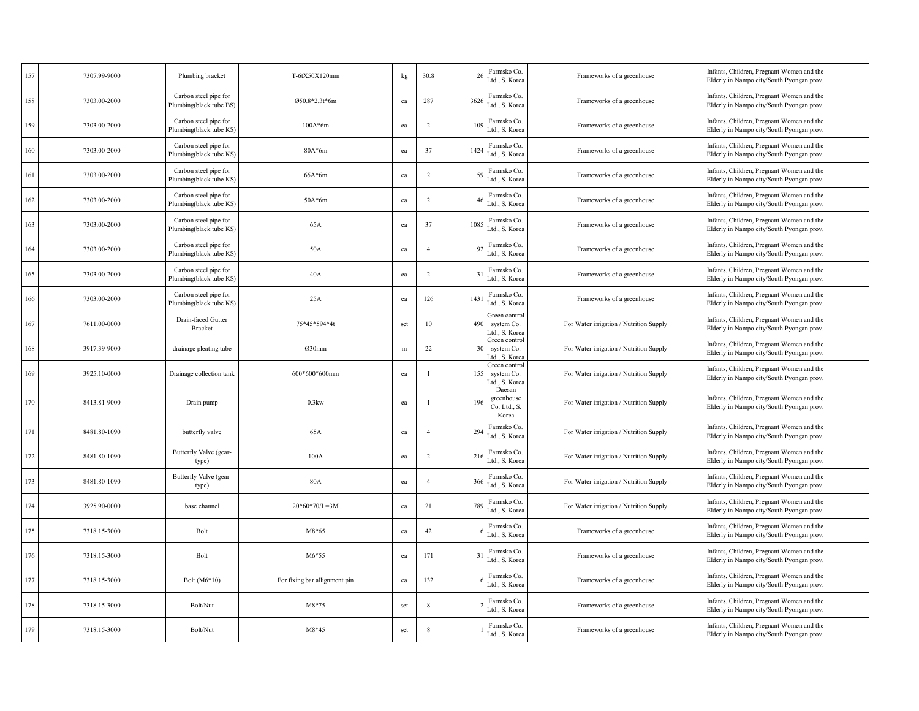| 157 | 7307.99-9000 | Plumbing bracket | T-6tX50X120mm | kg | 30.8 | 26 | Farmsko Co. Ltd., S. Korea | Frameworks of a greenhouse | Infants, Children, Pregnant Women and the Elderly in Nampo city/South Pyongan prov. | |
|---|---|---|---|---|---|---|---|---|---|---|
| 158 | 7303.00-2000 | Carbon steel pipe for Plumbing(black tube BS) | Ø50.8*2.3t*6m | ea | 287 | 3626 | Farmsko Co. Ltd., S. Korea | Frameworks of a greenhouse | Infants, Children, Pregnant Women and the Elderly in Nampo city/South Pyongan prov. | |
| 159 | 7303.00-2000 | Carbon steel pipe for Plumbing(black tube KS) | 100A*6m | ea | 2 | 109 | Farmsko Co. Ltd., S. Korea | Frameworks of a greenhouse | Infants, Children, Pregnant Women and the Elderly in Nampo city/South Pyongan prov. | |
| 160 | 7303.00-2000 | Carbon steel pipe for Plumbing(black tube KS) | 80A*6m | ea | 37 | 1424 | Farmsko Co. Ltd., S. Korea | Frameworks of a greenhouse | Infants, Children, Pregnant Women and the Elderly in Nampo city/South Pyongan prov. | |
| 161 | 7303.00-2000 | Carbon steel pipe for Plumbing(black tube KS) | 65A*6m | ea | 2 | 59 | Farmsko Co. Ltd., S. Korea | Frameworks of a greenhouse | Infants, Children, Pregnant Women and the Elderly in Nampo city/South Pyongan prov. | |
| 162 | 7303.00-2000 | Carbon steel pipe for Plumbing(black tube KS) | 50A*6m | ea | 2 | 46 | Farmsko Co. Ltd., S. Korea | Frameworks of a greenhouse | Infants, Children, Pregnant Women and the Elderly in Nampo city/South Pyongan prov. | |
| 163 | 7303.00-2000 | Carbon steel pipe for Plumbing(black tube KS) | 65A | ea | 37 | 1085 | Farmsko Co. Ltd., S. Korea | Frameworks of a greenhouse | Infants, Children, Pregnant Women and the Elderly in Nampo city/South Pyongan prov. | |
| 164 | 7303.00-2000 | Carbon steel pipe for Plumbing(black tube KS) | 50A | ea | 4 | 92 | Farmsko Co. Ltd., S. Korea | Frameworks of a greenhouse | Infants, Children, Pregnant Women and the Elderly in Nampo city/South Pyongan prov. | |
| 165 | 7303.00-2000 | Carbon steel pipe for Plumbing(black tube KS) | 40A | ea | 2 | 31 | Farmsko Co. Ltd., S. Korea | Frameworks of a greenhouse | Infants, Children, Pregnant Women and the Elderly in Nampo city/South Pyongan prov. | |
| 166 | 7303.00-2000 | Carbon steel pipe for Plumbing(black tube KS) | 25A | ea | 126 | 1431 | Farmsko Co. Ltd., S. Korea | Frameworks of a greenhouse | Infants, Children, Pregnant Women and the Elderly in Nampo city/South Pyongan prov. | |
| 167 | 7611.00-0000 | Drain-faced Gutter Bracket | 75*45*594*4t | set | 10 | 490 | Green control system Co. Ltd., S. Korea | For Water irrigation / Nutrition Supply | Infants, Children, Pregnant Women and the Elderly in Nampo city/South Pyongan prov. | |
| 168 | 3917.39-9000 | drainage pleating tube | Ø30mm | m | 22 | 30 | Green control system Co. Ltd., S. Korea | For Water irrigation / Nutrition Supply | Infants, Children, Pregnant Women and the Elderly in Nampo city/South Pyongan prov. | |
| 169 | 3925.10-0000 | Drainage collection tank | 600*600*600mm | ea | 1 | 155 | Green control system Co. Ltd., S. Korea | For Water irrigation / Nutrition Supply | Infants, Children, Pregnant Women and the Elderly in Nampo city/South Pyongan prov. | |
| 170 | 8413.81-9000 | Drain pump | 0.3kw | ea | 1 | 196 | Daesan greenhouse Co. Ltd., S. Korea | For Water irrigation / Nutrition Supply | Infants, Children, Pregnant Women and the Elderly in Nampo city/South Pyongan prov. | |
| 171 | 8481.80-1090 | butterfly valve | 65A | ea | 4 | 294 | Farmsko Co. Ltd., S. Korea | For Water irrigation / Nutrition Supply | Infants, Children, Pregnant Women and the Elderly in Nampo city/South Pyongan prov. | |
| 172 | 8481.80-1090 | Butterfly Valve (gear-type) | 100A | ea | 2 | 216 | Farmsko Co. Ltd., S. Korea | For Water irrigation / Nutrition Supply | Infants, Children, Pregnant Women and the Elderly in Nampo city/South Pyongan prov. | |
| 173 | 8481.80-1090 | Butterfly Valve (gear-type) | 80A | ea | 4 | 366 | Farmsko Co. Ltd., S. Korea | For Water irrigation / Nutrition Supply | Infants, Children, Pregnant Women and the Elderly in Nampo city/South Pyongan prov. | |
| 174 | 3925.90-0000 | base channel | 20*60*70/L=3M | ea | 21 | 789 | Farmsko Co. Ltd., S. Korea | For Water irrigation / Nutrition Supply | Infants, Children, Pregnant Women and the Elderly in Nampo city/South Pyongan prov. | |
| 175 | 7318.15-3000 | Bolt | M8*65 | ea | 42 | 6 | Farmsko Co. Ltd., S. Korea | Frameworks of a greenhouse | Infants, Children, Pregnant Women and the Elderly in Nampo city/South Pyongan prov. | |
| 176 | 7318.15-3000 | Bolt | M6*55 | ea | 171 | 31 | Farmsko Co. Ltd., S. Korea | Frameworks of a greenhouse | Infants, Children, Pregnant Women and the Elderly in Nampo city/South Pyongan prov. | |
| 177 | 7318.15-3000 | Bolt (M6*10) | For fixing bar allignment pin | ea | 132 | 6 | Farmsko Co. Ltd., S. Korea | Frameworks of a greenhouse | Infants, Children, Pregnant Women and the Elderly in Nampo city/South Pyongan prov. | |
| 178 | 7318.15-3000 | Bolt/Nut | M8*75 | set | 8 | 2 | Farmsko Co. Ltd., S. Korea | Frameworks of a greenhouse | Infants, Children, Pregnant Women and the Elderly in Nampo city/South Pyongan prov. | |
| 179 | 7318.15-3000 | Bolt/Nut | M8*45 | set | 8 | 1 | Farmsko Co. Ltd., S. Korea | Frameworks of a greenhouse | Infants, Children, Pregnant Women and the Elderly in Nampo city/South Pyongan prov. | |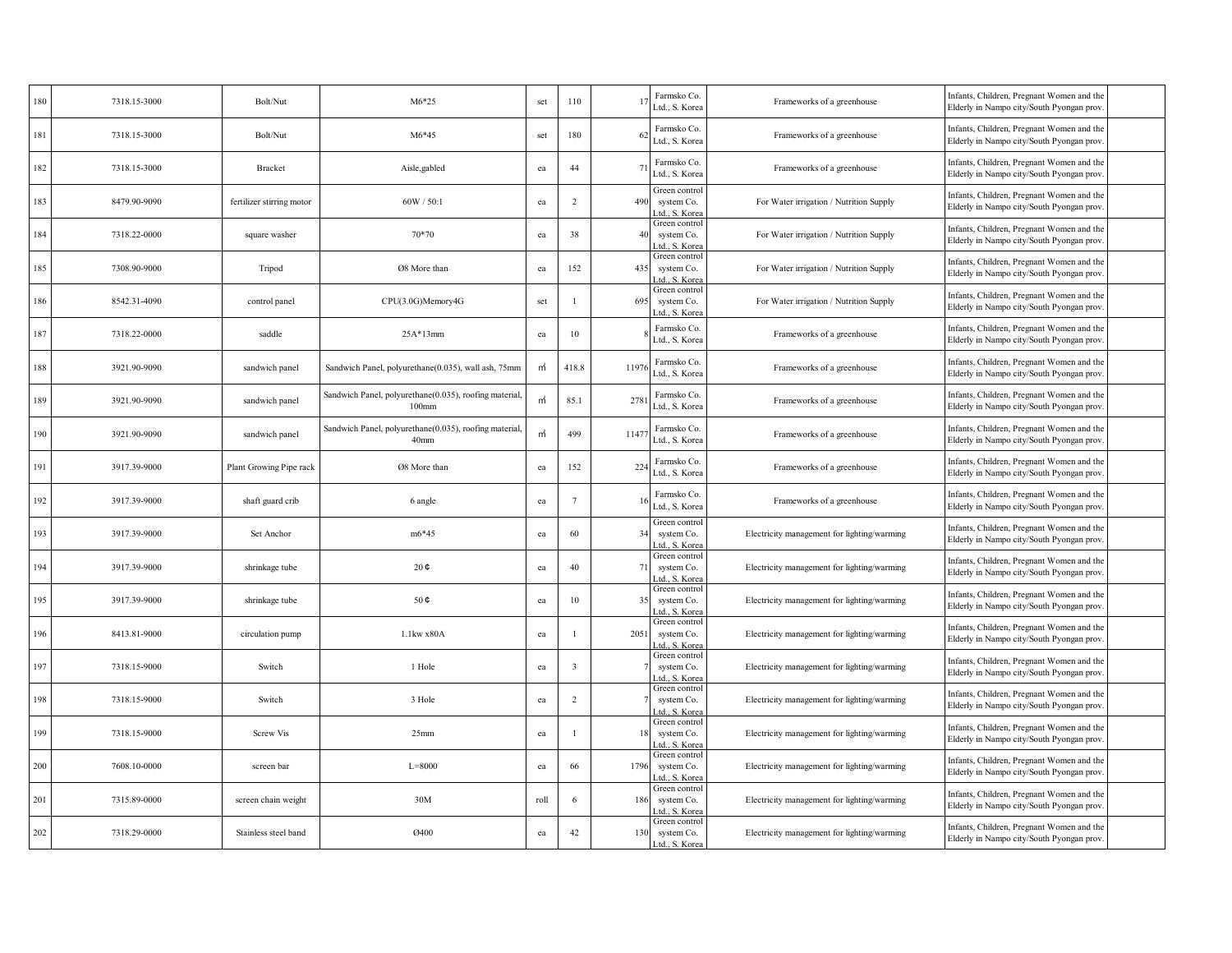| | | | | | | | | | | |
|---|---|---|---|---|---|---|---|---|---|---|
| 180 | 7318.15-3000 | Bolt/Nut | M6*25 | set | 110 | 17 | Farmsko Co. Ltd., S. Korea | Frameworks of a greenhouse | Infants, Children, Pregnant Women and the Elderly in Nampo city/South Pyongan prov. | |
| 181 | 7318.15-3000 | Bolt/Nut | M6*45 | set | 180 | 62 | Farmsko Co. Ltd., S. Korea | Frameworks of a greenhouse | Infants, Children, Pregnant Women and the Elderly in Nampo city/South Pyongan prov. | |
| 182 | 7318.15-3000 | Bracket | Aisle,gabled | ea | 44 | 71 | Farmsko Co. Ltd., S. Korea | Frameworks of a greenhouse | Infants, Children, Pregnant Women and the Elderly in Nampo city/South Pyongan prov. | |
| 183 | 8479.90-9090 | fertilizer stirring motor | 60W / 50:1 | ea | 2 | 490 | Green control system Co. Ltd., S. Korea | For Water irrigation / Nutrition Supply | Infants, Children, Pregnant Women and the Elderly in Nampo city/South Pyongan prov. | |
| 184 | 7318.22-0000 | square washer | 70*70 | ea | 38 | 40 | Green control system Co. Ltd., S. Korea | For Water irrigation / Nutrition Supply | Infants, Children, Pregnant Women and the Elderly in Nampo city/South Pyongan prov. | |
| 185 | 7308.90-9000 | Tripod | Ø8 More than | ea | 152 | 435 | Green control system Co. Ltd., S. Korea | For Water irrigation / Nutrition Supply | Infants, Children, Pregnant Women and the Elderly in Nampo city/South Pyongan prov. | |
| 186 | 8542.31-4090 | control panel | CPU(3.0G)Memory4G | set | 1 | 695 | Green control system Co. Ltd., S. Korea | For Water irrigation / Nutrition Supply | Infants, Children, Pregnant Women and the Elderly in Nampo city/South Pyongan prov. | |
| 187 | 7318.22-0000 | saddle | 25A*13mm | ea | 10 | 8 | Farmsko Co. Ltd., S. Korea | Frameworks of a greenhouse | Infants, Children, Pregnant Women and the Elderly in Nampo city/South Pyongan prov. | |
| 188 | 3921.90-9090 | sandwich panel | Sandwich Panel, polyurethane(0.035), wall ash, 75mm | ㎡ | 418.8 | 11976 | Farmsko Co. Ltd., S. Korea | Frameworks of a greenhouse | Infants, Children, Pregnant Women and the Elderly in Nampo city/South Pyongan prov. | |
| 189 | 3921.90-9090 | sandwich panel | Sandwich Panel, polyurethane(0.035), roofing material, 100mm | ㎡ | 85.1 | 2781 | Farmsko Co. Ltd., S. Korea | Frameworks of a greenhouse | Infants, Children, Pregnant Women and the Elderly in Nampo city/South Pyongan prov. | |
| 190 | 3921.90-9090 | sandwich panel | Sandwich Panel, polyurethane(0.035), roofing material, 40mm | ㎡ | 499 | 11477 | Farmsko Co. Ltd., S. Korea | Frameworks of a greenhouse | Infants, Children, Pregnant Women and the Elderly in Nampo city/South Pyongan prov. | |
| 191 | 3917.39-9000 | Plant Growing Pipe rack | Ø8 More than | ea | 152 | 224 | Farmsko Co. Ltd., S. Korea | Frameworks of a greenhouse | Infants, Children, Pregnant Women and the Elderly in Nampo city/South Pyongan prov. | |
| 192 | 3917.39-9000 | shaft guard crib | 6 angle | ea | 7 | 16 | Farmsko Co. Ltd., S. Korea | Frameworks of a greenhouse | Infants, Children, Pregnant Women and the Elderly in Nampo city/South Pyongan prov. | |
| 193 | 3917.39-9000 | Set Anchor | m6*45 | ea | 60 | 34 | Green control system Co. Ltd., S. Korea | Electricity management for lighting/warming | Infants, Children, Pregnant Women and the Elderly in Nampo city/South Pyongan prov. | |
| 194 | 3917.39-9000 | shrinkage tube | 20¢ | ea | 40 | 71 | Green control system Co. Ltd., S. Korea | Electricity management for lighting/warming | Infants, Children, Pregnant Women and the Elderly in Nampo city/South Pyongan prov. | |
| 195 | 3917.39-9000 | shrinkage tube | 50¢ | ea | 10 | 35 | Green control system Co. Ltd., S. Korea | Electricity management for lighting/warming | Infants, Children, Pregnant Women and the Elderly in Nampo city/South Pyongan prov. | |
| 196 | 8413.81-9000 | circulation pump | 1.1kw x80A | ea | 1 | 2051 | Green control system Co. Ltd., S. Korea | Electricity management for lighting/warming | Infants, Children, Pregnant Women and the Elderly in Nampo city/South Pyongan prov. | |
| 197 | 7318.15-9000 | Switch | 1 Hole | ea | 3 | 7 | Green control system Co. Ltd., S. Korea | Electricity management for lighting/warming | Infants, Children, Pregnant Women and the Elderly in Nampo city/South Pyongan prov. | |
| 198 | 7318.15-9000 | Switch | 3 Hole | ea | 2 | 7 | Green control system Co. Ltd., S. Korea | Electricity management for lighting/warming | Infants, Children, Pregnant Women and the Elderly in Nampo city/South Pyongan prov. | |
| 199 | 7318.15-9000 | Screw Vis | 25mm | ea | 1 | 18 | Green control system Co. Ltd., S. Korea | Electricity management for lighting/warming | Infants, Children, Pregnant Women and the Elderly in Nampo city/South Pyongan prov. | |
| 200 | 7608.10-0000 | screen bar | L=8000 | ea | 66 | 1796 | Green control system Co. Ltd., S. Korea | Electricity management for lighting/warming | Infants, Children, Pregnant Women and the Elderly in Nampo city/South Pyongan prov. | |
| 201 | 7315.89-0000 | screen chain weight | 30M | roll | 6 | 186 | Green control system Co. Ltd., S. Korea | Electricity management for lighting/warming | Infants, Children, Pregnant Women and the Elderly in Nampo city/South Pyongan prov. | |
| 202 | 7318.29-0000 | Stainless steel band | Ø400 | ea | 42 | 130 | Green control system Co. Ltd., S. Korea | Electricity management for lighting/warming | Infants, Children, Pregnant Women and the Elderly in Nampo city/South Pyongan prov. | |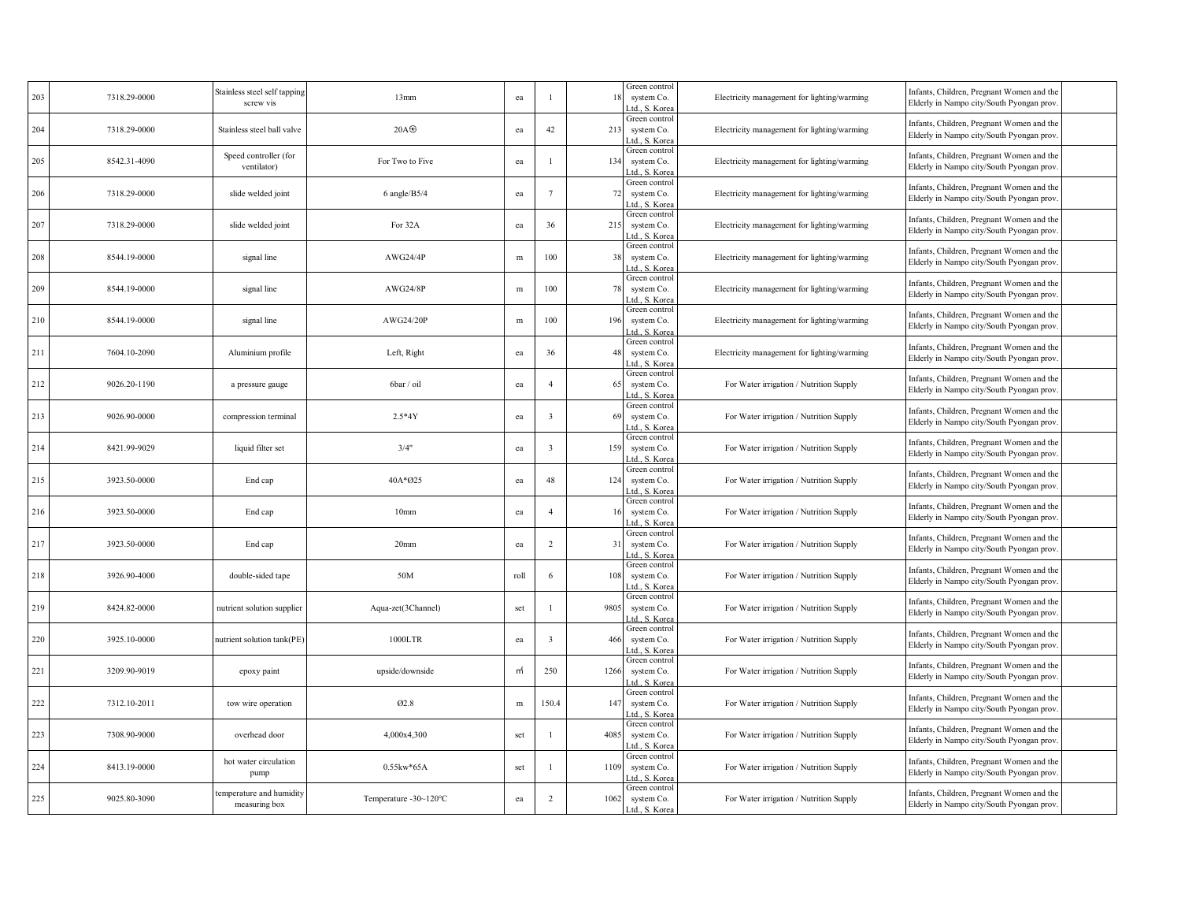| 203 | 7318.29-0000 | Stainless steel self tapping screw vis | 13mm | ea | 1 | 18 | Green control system Co. Ltd., S. Korea | Electricity management for lighting/warming | Infants, Children, Pregnant Women and the Elderly in Nampo city/South Pyongan prov. | |
|---|---|---|---|---|---|---|---|---|---|---|
| 204 | 7318.29-0000 | Stainless steel ball valve | 20A㉿ | ea | 42 | 213 | Green control system Co. Ltd., S. Korea | Electricity management for lighting/warming | Infants, Children, Pregnant Women and the Elderly in Nampo city/South Pyongan prov. | |
| 205 | 8542.31-4090 | Speed controller (for ventilator) | For Two to Five | ea | 1 | 134 | Green control system Co. Ltd., S. Korea | Electricity management for lighting/warming | Infants, Children, Pregnant Women and the Elderly in Nampo city/South Pyongan prov. | |
| 206 | 7318.29-0000 | slide welded joint | 6 angle/B5/4 | ea | 7 | 72 | Green control system Co. Ltd., S. Korea | Electricity management for lighting/warming | Infants, Children, Pregnant Women and the Elderly in Nampo city/South Pyongan prov. | |
| 207 | 7318.29-0000 | slide welded joint | For 32A | ea | 36 | 215 | Green control system Co. Ltd., S. Korea | Electricity management for lighting/warming | Infants, Children, Pregnant Women and the Elderly in Nampo city/South Pyongan prov. | |
| 208 | 8544.19-0000 | signal line | AWG24/4P | m | 100 | 38 | Green control system Co. Ltd., S. Korea | Electricity management for lighting/warming | Infants, Children, Pregnant Women and the Elderly in Nampo city/South Pyongan prov. | |
| 209 | 8544.19-0000 | signal line | AWG24/8P | m | 100 | 78 | Green control system Co. Ltd., S. Korea | Electricity management for lighting/warming | Infants, Children, Pregnant Women and the Elderly in Nampo city/South Pyongan prov. | |
| 210 | 8544.19-0000 | signal line | AWG24/20P | m | 100 | 196 | Green control system Co. Ltd., S. Korea | Electricity management for lighting/warming | Infants, Children, Pregnant Women and the Elderly in Nampo city/South Pyongan prov. | |
| 211 | 7604.10-2090 | Aluminium profile | Left, Right | ea | 36 | 48 | Green control system Co. Ltd., S. Korea | Electricity management for lighting/warming | Infants, Children, Pregnant Women and the Elderly in Nampo city/South Pyongan prov. | |
| 212 | 9026.20-1190 | a pressure gauge | 6bar / oil | ea | 4 | 65 | Green control system Co. Ltd., S. Korea | For Water irrigation / Nutrition Supply | Infants, Children, Pregnant Women and the Elderly in Nampo city/South Pyongan prov. | |
| 213 | 9026.90-0000 | compression terminal | 2.5*4Y | ea | 3 | 69 | Green control system Co. Ltd., S. Korea | For Water irrigation / Nutrition Supply | Infants, Children, Pregnant Women and the Elderly in Nampo city/South Pyongan prov. | |
| 214 | 8421.99-9029 | liquid filter set | 3/4" | ea | 3 | 159 | Green control system Co. Ltd., S. Korea | For Water irrigation / Nutrition Supply | Infants, Children, Pregnant Women and the Elderly in Nampo city/South Pyongan prov. | |
| 215 | 3923.50-0000 | End cap | 40A*Ø25 | ea | 48 | 124 | Green control system Co. Ltd., S. Korea | For Water irrigation / Nutrition Supply | Infants, Children, Pregnant Women and the Elderly in Nampo city/South Pyongan prov. | |
| 216 | 3923.50-0000 | End cap | 10mm | ea | 4 | 16 | Green control system Co. Ltd., S. Korea | For Water irrigation / Nutrition Supply | Infants, Children, Pregnant Women and the Elderly in Nampo city/South Pyongan prov. | |
| 217 | 3923.50-0000 | End cap | 20mm | ea | 2 | 31 | Green control system Co. Ltd., S. Korea | For Water irrigation / Nutrition Supply | Infants, Children, Pregnant Women and the Elderly in Nampo city/South Pyongan prov. | |
| 218 | 3926.90-4000 | double-sided tape | 50M | roll | 6 | 108 | Green control system Co. Ltd., S. Korea | For Water irrigation / Nutrition Supply | Infants, Children, Pregnant Women and the Elderly in Nampo city/South Pyongan prov. | |
| 219 | 8424.82-0000 | nutrient solution supplier | Aqua-zet(3Channel) | set | 1 | 9805 | Green control system Co. Ltd., S. Korea | For Water irrigation / Nutrition Supply | Infants, Children, Pregnant Women and the Elderly in Nampo city/South Pyongan prov. | |
| 220 | 3925.10-0000 | nutrient solution tank(PE) | 1000LTR | ea | 3 | 466 | Green control system Co. Ltd., S. Korea | For Water irrigation / Nutrition Supply | Infants, Children, Pregnant Women and the Elderly in Nampo city/South Pyongan prov. | |
| 221 | 3209.90-9019 | epoxy paint | upside/downside | ㎡ | 250 | 1266 | Green control system Co. Ltd., S. Korea | For Water irrigation / Nutrition Supply | Infants, Children, Pregnant Women and the Elderly in Nampo city/South Pyongan prov. | |
| 222 | 7312.10-2011 | tow wire operation | Ø2.8 | m | 150.4 | 147 | Green control system Co. Ltd., S. Korea | For Water irrigation / Nutrition Supply | Infants, Children, Pregnant Women and the Elderly in Nampo city/South Pyongan prov. | |
| 223 | 7308.90-9000 | overhead door | 4,000x4,300 | set | 1 | 4085 | Green control system Co. Ltd., S. Korea | For Water irrigation / Nutrition Supply | Infants, Children, Pregnant Women and the Elderly in Nampo city/South Pyongan prov. | |
| 224 | 8413.19-0000 | hot water circulation pump | 0.55kw*65A | set | 1 | 1109 | Green control system Co. Ltd., S. Korea | For Water irrigation / Nutrition Supply | Infants, Children, Pregnant Women and the Elderly in Nampo city/South Pyongan prov. | |
| 225 | 9025.80-3090 | temperature and humidity measuring box | Temperature -30~120℃ | ea | 2 | 1062 | Green control system Co. Ltd., S. Korea | For Water irrigation / Nutrition Supply | Infants, Children, Pregnant Women and the Elderly in Nampo city/South Pyongan prov. | |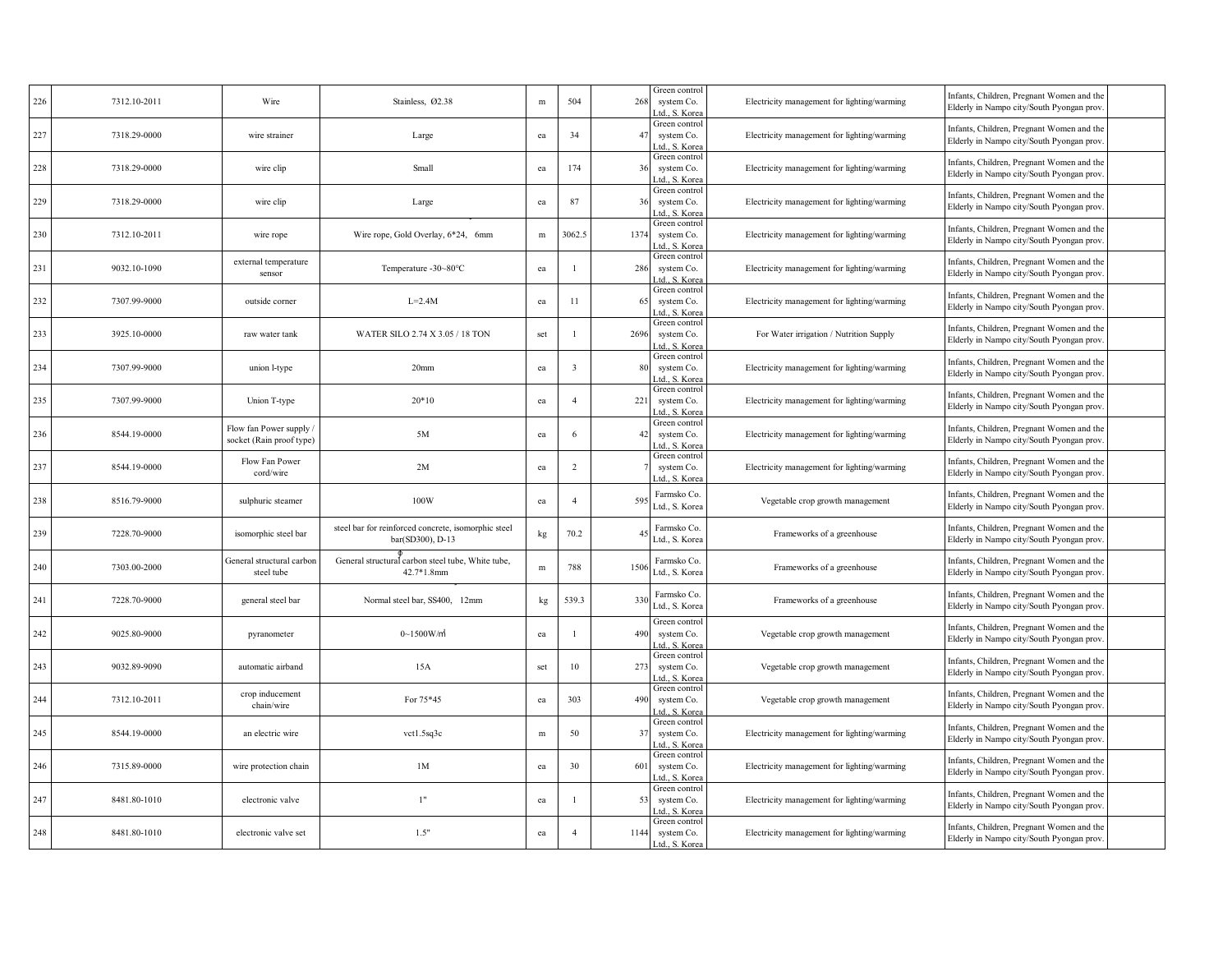| 226 | 7312.10-2011 | Wire | Stainless, Ø2.38 | m | 504 | 268 | Green control system Co. Ltd., S. Korea | Electricity management for lighting/warming | Infants, Children, Pregnant Women and the Elderly in Nampo city/South Pyongan prov. | |
|---|---|---|---|---|---|---|---|---|---|---|
| 227 | 7318.29-0000 | wire strainer | Large | ea | 34 | 47 | Green control system Co. Ltd., S. Korea | Electricity management for lighting/warming | Infants, Children, Pregnant Women and the Elderly in Nampo city/South Pyongan prov. | |
| 228 | 7318.29-0000 | wire clip | Small | ea | 174 | 36 | Green control system Co. Ltd., S. Korea | Electricity management for lighting/warming | Infants, Children, Pregnant Women and the Elderly in Nampo city/South Pyongan prov. | |
| 229 | 7318.29-0000 | wire clip | Large | ea | 87 | 36 | Green control system Co. Ltd., S. Korea | Electricity management for lighting/warming | Infants, Children, Pregnant Women and the Elderly in Nampo city/South Pyongan prov. | |
| 230 | 7312.10-2011 | wire rope | Wire rope, Gold Overlay, 6*24, 6mm | m | 3062.5 | 1374 | Green control system Co. Ltd., S. Korea | Electricity management for lighting/warming | Infants, Children, Pregnant Women and the Elderly in Nampo city/South Pyongan prov. | |
| 231 | 9032.10-1090 | external temperature sensor | Temperature -30~80°C | ea | 1 | 286 | Green control system Co. Ltd., S. Korea | Electricity management for lighting/warming | Infants, Children, Pregnant Women and the Elderly in Nampo city/South Pyongan prov. | |
| 232 | 7307.99-9000 | outside corner | L=2.4M | ea | 11 | 65 | Green control system Co. Ltd., S. Korea | Electricity management for lighting/warming | Infants, Children, Pregnant Women and the Elderly in Nampo city/South Pyongan prov. | |
| 233 | 3925.10-0000 | raw water tank | WATER SILO 2.74 X 3.05 / 18 TON | set | 1 | 2696 | Green control system Co. Ltd., S. Korea | For Water irrigation / Nutrition Supply | Infants, Children, Pregnant Women and the Elderly in Nampo city/South Pyongan prov. | |
| 234 | 7307.99-9000 | union l-type | 20mm | ea | 3 | 80 | Green control system Co. Ltd., S. Korea | Electricity management for lighting/warming | Infants, Children, Pregnant Women and the Elderly in Nampo city/South Pyongan prov. | |
| 235 | 7307.99-9000 | Union T-type | 20*10 | ea | 4 | 221 | Green control system Co. Ltd., S. Korea | Electricity management for lighting/warming | Infants, Children, Pregnant Women and the Elderly in Nampo city/South Pyongan prov. | |
| 236 | 8544.19-0000 | Flow fan Power supply / socket (Rain proof type) | 5M | ea | 6 | 42 | Green control system Co. Ltd., S. Korea | Electricity management for lighting/warming | Infants, Children, Pregnant Women and the Elderly in Nampo city/South Pyongan prov. | |
| 237 | 8544.19-0000 | Flow Fan Power cord/wire | 2M | ea | 2 | 7 | Green control system Co. Ltd., S. Korea | Electricity management for lighting/warming | Infants, Children, Pregnant Women and the Elderly in Nampo city/South Pyongan prov. | |
| 238 | 8516.79-9000 | sulphuric steamer | 100W | ea | 4 | 595 | Farmsko Co. Ltd., S. Korea | Vegetable crop growth management | Infants, Children, Pregnant Women and the Elderly in Nampo city/South Pyongan prov. | |
| 239 | 7228.70-9000 | isomorphic steel bar | steel bar for reinforced concrete, isomorphic steel bar(SD300), D-13 | kg | 70.2 | 45 | Farmsko Co. Ltd., S. Korea | Frameworks of a greenhouse | Infants, Children, Pregnant Women and the Elderly in Nampo city/South Pyongan prov. | |
| 240 | 7303.00-2000 | General structural carbon steel tube | General structural carbon steel tube, White tube, 42.7*1.8mm | m | 788 | 1506 | Farmsko Co. Ltd., S. Korea | Frameworks of a greenhouse | Infants, Children, Pregnant Women and the Elderly in Nampo city/South Pyongan prov. | |
| 241 | 7228.70-9000 | general steel bar | Normal steel bar, SS400, 12mm | kg | 539.3 | 330 | Farmsko Co. Ltd., S. Korea | Frameworks of a greenhouse | Infants, Children, Pregnant Women and the Elderly in Nampo city/South Pyongan prov. | |
| 242 | 9025.80-9000 | pyranometer | 0~1500W/㎡ | ea | 1 | 490 | Green control system Co. Ltd., S. Korea | Vegetable crop growth management | Infants, Children, Pregnant Women and the Elderly in Nampo city/South Pyongan prov. | |
| 243 | 9032.89-9090 | automatic airband | 15A | set | 10 | 273 | Green control system Co. Ltd., S. Korea | Vegetable crop growth management | Infants, Children, Pregnant Women and the Elderly in Nampo city/South Pyongan prov. | |
| 244 | 7312.10-2011 | crop inducement chain/wire | For 75*45 | ea | 303 | 490 | Green control system Co. Ltd., S. Korea | Vegetable crop growth management | Infants, Children, Pregnant Women and the Elderly in Nampo city/South Pyongan prov. | |
| 245 | 8544.19-0000 | an electric wire | vct1.5sq3c | m | 50 | 37 | Green control system Co. Ltd., S. Korea | Electricity management for lighting/warming | Infants, Children, Pregnant Women and the Elderly in Nampo city/South Pyongan prov. | |
| 246 | 7315.89-0000 | wire protection chain | 1M | ea | 30 | 601 | Green control system Co. Ltd., S. Korea | Electricity management for lighting/warming | Infants, Children, Pregnant Women and the Elderly in Nampo city/South Pyongan prov. | |
| 247 | 8481.80-1010 | electronic valve | 1" | ea | 1 | 53 | Green control system Co. Ltd., S. Korea | Electricity management for lighting/warming | Infants, Children, Pregnant Women and the Elderly in Nampo city/South Pyongan prov. | |
| 248 | 8481.80-1010 | electronic valve set | 1.5" | ea | 4 | 1144 | Green control system Co. Ltd., S. Korea | Electricity management for lighting/warming | Infants, Children, Pregnant Women and the Elderly in Nampo city/South Pyongan prov. | |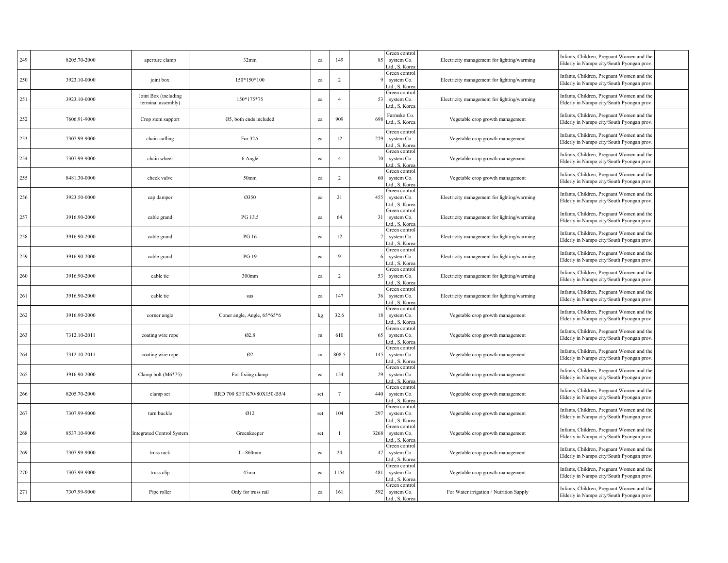| | | | | | | | | | | |
|---|---|---|---|---|---|---|---|---|---|---|
| 249 | 8205.70-2000 | aperture clamp | 32mm | ea | 149 | 85 | Green control system Co. Ltd., S. Korea | Electricity management for lighting/warming | Infants, Children, Pregnant Women and the Elderly in Nampo city/South Pyongan prov. | |
| 250 | 3923.10-0000 | joint box | 150*150*100 | ea | 2 | 9 | Green control system Co. Ltd., S. Korea | Electricity management for lighting/warming | Infants, Children, Pregnant Women and the Elderly in Nampo city/South Pyongan prov. | |
| 251 | 3923.10-0000 | Joint Box (including terminal assembly) | 150*175*75 | ea | 4 | 53 | Green control system Co. Ltd., S. Korea | Electricity management for lighting/warming | Infants, Children, Pregnant Women and the Elderly in Nampo city/South Pyongan prov. | |
| 252 | 7606.91-9000 | Crop stem support | Ø5, both ends included | ea | 909 | 698 | Farmsko Co. Ltd., S. Korea | Vegetable crop growth management | Infants, Children, Pregnant Women and the Elderly in Nampo city/South Pyongan prov. | |
| 253 | 7307.99-9000 | chain-cafling | For 32A | ea | 12 | 279 | Green control system Co. Ltd., S. Korea | Vegetable crop growth management | Infants, Children, Pregnant Women and the Elderly in Nampo city/South Pyongan prov. | |
| 254 | 7307.99-9000 | chain wheel | 6 Angle | ea | 4 | 70 | Green control system Co. Ltd., S. Korea | Vegetable crop growth management | Infants, Children, Pregnant Women and the Elderly in Nampo city/South Pyongan prov. | |
| 255 | 8481.30-0000 | check valve | 50mm | ea | 2 | 60 | Green control system Co. Ltd., S. Korea | Vegetable crop growth management | Infants, Children, Pregnant Women and the Elderly in Nampo city/South Pyongan prov. | |
| 256 | 3923.50-0000 | cap damper | Ø350 | ea | 21 | 455 | Green control system Co. Ltd., S. Korea | Electricity management for lighting/warming | Infants, Children, Pregnant Women and the Elderly in Nampo city/South Pyongan prov. | |
| 257 | 3916.90-2000 | cable grand | PG 13.5 | ea | 64 | 31 | Green control system Co. Ltd., S. Korea | Electricity management for lighting/warming | Infants, Children, Pregnant Women and the Elderly in Nampo city/South Pyongan prov. | |
| 258 | 3916.90-2000 | cable grand | PG 16 | ea | 12 | 7 | Green control system Co. Ltd., S. Korea | Electricity management for lighting/warming | Infants, Children, Pregnant Women and the Elderly in Nampo city/South Pyongan prov. | |
| 259 | 3916.90-2000 | cable grand | PG 19 | ea | 9 | 6 | Green control system Co. Ltd., S. Korea | Electricity management for lighting/warming | Infants, Children, Pregnant Women and the Elderly in Nampo city/South Pyongan prov. | |
| 260 | 3916.90-2000 | cable tie | 300mm | ea | 2 | 53 | Green control system Co. Ltd., S. Korea | Electricity management for lighting/warming | Infants, Children, Pregnant Women and the Elderly in Nampo city/South Pyongan prov. | |
| 261 | 3916.90-2000 | cable tie | sus | ea | 147 | 36 | Green control system Co. Ltd., S. Korea | Electricity management for lighting/warming | Infants, Children, Pregnant Women and the Elderly in Nampo city/South Pyongan prov. | |
| 262 | 3916.90-2000 | corner angle | Coner angle, Angle, 65*65*6 | kg | 32.6 | 18 | Green control system Co. Ltd., S. Korea | Vegetable crop growth management | Infants, Children, Pregnant Women and the Elderly in Nampo city/South Pyongan prov. | |
| 263 | 7312.10-2011 | coating wire rope | Ø2.8 | m | 610 | 65 | Green control system Co. Ltd., S. Korea | Vegetable crop growth management | Infants, Children, Pregnant Women and the Elderly in Nampo city/South Pyongan prov. | |
| 264 | 7312.10-2011 | coating wire rope | Ø2 | m | 808.5 | 145 | Green control system Co. Ltd., S. Korea | Vegetable crop growth management | Infants, Children, Pregnant Women and the Elderly in Nampo city/South Pyongan prov. | |
| 265 | 3916.90-2000 | Clamp bolt (M6*75) | For fixiing clamp | ea | 154 | 29 | Green control system Co. Ltd., S. Korea | Vegetable crop growth management | Infants, Children, Pregnant Women and the Elderly in Nampo city/South Pyongan prov. | |
| 266 | 8205.70-2000 | clamp set | RRD 700 SET K70/80X150-B5/4 | set | 7 | 440 | Green control system Co. Ltd., S. Korea | Vegetable crop growth management | Infants, Children, Pregnant Women and the Elderly in Nampo city/South Pyongan prov. | |
| 267 | 7307.99-9000 | turn buckle | Ø12 | set | 104 | 297 | Green control system Co. Ltd., S. Korea | Vegetable crop growth management | Infants, Children, Pregnant Women and the Elderly in Nampo city/South Pyongan prov. | |
| 268 | 8537.10-9000 | Integrated Control System | Greenkeeper | set | 1 | 3268 | Green control system Co. Ltd., S. Korea | Vegetable crop growth management | Infants, Children, Pregnant Women and the Elderly in Nampo city/South Pyongan prov. | |
| 269 | 7307.99-9000 | truss rack | L=860mm | ea | 24 | 47 | Green control system Co. Ltd., S. Korea | Vegetable crop growth management | Infants, Children, Pregnant Women and the Elderly in Nampo city/South Pyongan prov. | |
| 270 | 7307.99-9000 | truss clip | 45mm | ea | 1154 | 481 | Green control system Co. Ltd., S. Korea | Vegetable crop growth management | Infants, Children, Pregnant Women and the Elderly in Nampo city/South Pyongan prov. | |
| 271 | 7307.99-9000 | Pipe roller | Only for truss rail | ea | 161 | 592 | Green control system Co. Ltd., S. Korea | For Water irrigation / Nutrition Supply | Infants, Children, Pregnant Women and the Elderly in Nampo city/South Pyongan prov. | |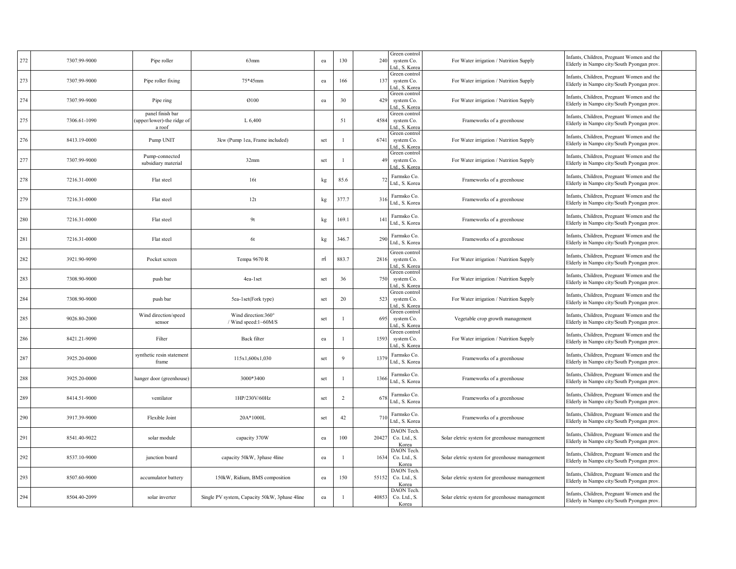| | | | | | | | | | | |
|---|---|---|---|---|---|---|---|---|---|---|
| 272 | 7307.99-9000 | Pipe roller | 63mm | ea | 130 | 240 | Green control system Co. Ltd., S. Korea | For Water irrigation / Nutrition Supply | Infants, Children, Pregnant Women and the Elderly in Nampo city/South Pyongan prov. | |
| 273 | 7307.99-9000 | Pipe roller fixing | 75*45mm | ea | 166 | 137 | Green control system Co. Ltd., S. Korea | For Water irrigation / Nutrition Supply | Infants, Children, Pregnant Women and the Elderly in Nampo city/South Pyongan prov. | |
| 274 | 7307.99-9000 | Pipe ring | Ø100 | ea | 30 | 429 | Green control system Co. Ltd., S. Korea | For Water irrigation / Nutrition Supply | Infants, Children, Pregnant Women and the Elderly in Nampo city/South Pyongan prov. | |
| 275 | 7306.61-1090 | panel finish bar (upper/lower)-the ridge of a roof | L 6,400 | | 51 | 4584 | Green control system Co. Ltd., S. Korea | Frameworks of a greenhouse | Infants, Children, Pregnant Women and the Elderly in Nampo city/South Pyongan prov. | |
| 276 | 8413.19-0000 | Pump UNIT | 3kw (Pump 1ea, Frame included) | set | 1 | 6741 | Green control system Co. Ltd., S. Korea | For Water irrigation / Nutrition Supply | Infants, Children, Pregnant Women and the Elderly in Nampo city/South Pyongan prov. | |
| 277 | 7307.99-9000 | Pump-connected subsidiary material | 32mm | set | 1 | 49 | Green control system Co. Ltd., S. Korea | For Water irrigation / Nutrition Supply | Infants, Children, Pregnant Women and the Elderly in Nampo city/South Pyongan prov. | |
| 278 | 7216.31-0000 | Flat steel | 16t | kg | 85.6 | 72 | Farmsko Co. Ltd., S. Korea | Frameworks of a greenhouse | Infants, Children, Pregnant Women and the Elderly in Nampo city/South Pyongan prov. | |
| 279 | 7216.31-0000 | Flat steel | 12t | kg | 377.7 | 316 | Farmsko Co. Ltd., S. Korea | Frameworks of a greenhouse | Infants, Children, Pregnant Women and the Elderly in Nampo city/South Pyongan prov. | |
| 280 | 7216.31-0000 | Flat steel | 9t | kg | 169.1 | 141 | Farmsko Co. Ltd., S. Korea | Frameworks of a greenhouse | Infants, Children, Pregnant Women and the Elderly in Nampo city/South Pyongan prov. | |
| 281 | 7216.31-0000 | Flat steel | 6t | kg | 346.7 | 290 | Farmsko Co. Ltd., S. Korea | Frameworks of a greenhouse | Infants, Children, Pregnant Women and the Elderly in Nampo city/South Pyongan prov. | |
| 282 | 3921.90-9090 | Pocket screen | Tempa 9670 R | ㎡ | 883.7 | 2816 | Green control system Co. Ltd., S. Korea | For Water irrigation / Nutrition Supply | Infants, Children, Pregnant Women and the Elderly in Nampo city/South Pyongan prov. | |
| 283 | 7308.90-9000 | push bar | 4ea-1set | set | 36 | 750 | Green control system Co. Ltd., S. Korea | For Water irrigation / Nutrition Supply | Infants, Children, Pregnant Women and the Elderly in Nampo city/South Pyongan prov. | |
| 284 | 7308.90-9000 | push bar | 5ea-1set(Fork type) | set | 20 | 523 | Green control system Co. Ltd., S. Korea | For Water irrigation / Nutrition Supply | Infants, Children, Pregnant Women and the Elderly in Nampo city/South Pyongan prov. | |
| 285 | 9026.80-2000 | Wind direction/speed sensor | Wind direction:360° / Wind speed:1~60M/S | set | 1 | 695 | Green control system Co. Ltd., S. Korea | Vegetable crop growth management | Infants, Children, Pregnant Women and the Elderly in Nampo city/South Pyongan prov. | |
| 286 | 8421.21-9090 | Filter | Back filter | ea | 1 | 1593 | Green control system Co. Ltd., S. Korea | For Water irrigation / Nutrition Supply | Infants, Children, Pregnant Women and the Elderly in Nampo city/South Pyongan prov. | |
| 287 | 3925.20-0000 | synthetic resin statement frame | 115x1,600x1,030 | set | 9 | 1379 | Farmsko Co. Ltd., S. Korea | Frameworks of a greenhouse | Infants, Children, Pregnant Women and the Elderly in Nampo city/South Pyongan prov. | |
| 288 | 3925.20-0000 | hanger door (greenhouse) | 3000*3400 | set | 1 | 1366 | Farmsko Co. Ltd., S. Korea | Frameworks of a greenhouse | Infants, Children, Pregnant Women and the Elderly in Nampo city/South Pyongan prov. | |
| 289 | 8414.51-9000 | ventilator | 1HP/230V/60Hz | set | 2 | 678 | Farmsko Co. Ltd., S. Korea | Frameworks of a greenhouse | Infants, Children, Pregnant Women and the Elderly in Nampo city/South Pyongan prov. | |
| 290 | 3917.39-9000 | Flexible Joint | 20A*1000L | set | 42 | 710 | Farmsko Co. Ltd., S. Korea | Frameworks of a greenhouse | Infants, Children, Pregnant Women and the Elderly in Nampo city/South Pyongan prov. | |
| 291 | 8541.40-9022 | solar module | capacity 370W | ea | 100 | 20427 | DAON Tech. Co. Ltd., S. Korea | Solar eletric system for greenhouse management | Infants, Children, Pregnant Women and the Elderly in Nampo city/South Pyongan prov. | |
| 292 | 8537.10-9000 | junction board | capacity 50kW, 3phase 4line | ea | 1 | 1634 | DAON Tech. Co. Ltd., S. Korea | Solar eletric system for greenhouse management | Infants, Children, Pregnant Women and the Elderly in Nampo city/South Pyongan prov. | |
| 293 | 8507.60-9000 | accumulator battery | 150kW, Ridium, BMS composition | ea | 150 | 55152 | DAON Tech. Co. Ltd., S. Korea | Solar eletric system for greenhouse management | Infants, Children, Pregnant Women and the Elderly in Nampo city/South Pyongan prov. | |
| 294 | 8504.40-2099 | solar inverter | Single PV system, Capacity 50kW, 3phase 4line | ea | 1 | 40853 | DAON Tech. Co. Ltd., S. Korea | Solar eletric system for greenhouse management | Infants, Children, Pregnant Women and the Elderly in Nampo city/South Pyongan prov. | |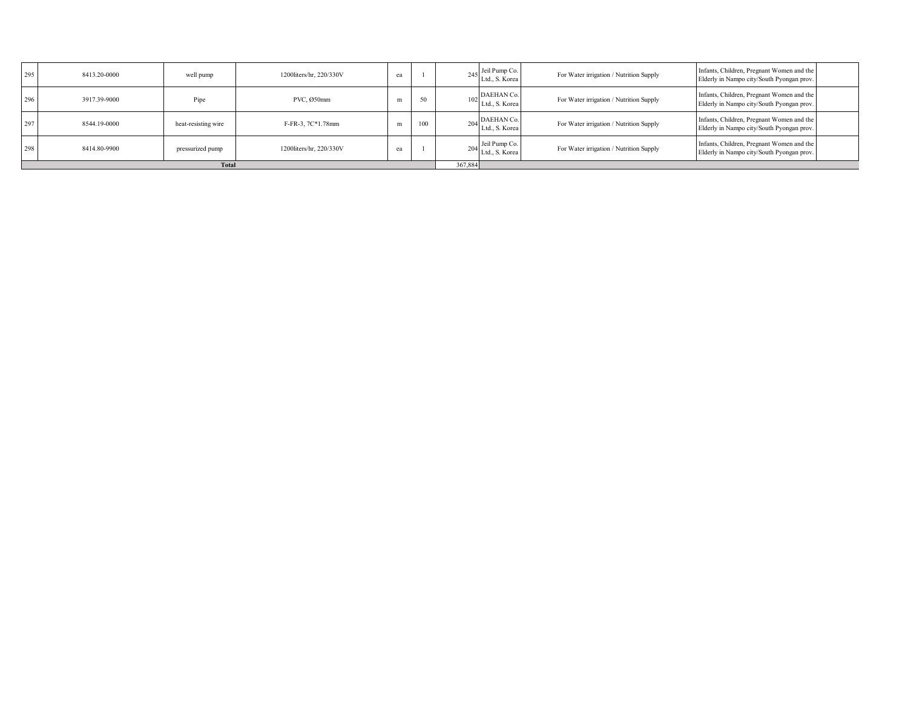| | | | | | | | | | | |
|---|---|---|---|---|---|---|---|---|---|---|
| 295 | 8413.20-0000 | well pump | 1200liters/hr, 220/330V | ea | 1 | 245 | Jeil Pump Co. Ltd., S. Korea | For Water irrigation / Nutrition Supply | Infants, Children, Pregnant Women and the Elderly in Nampo city/South Pyongan prov. | |
| 296 | 3917.39-9000 | Pipe | PVC, Ø50mm | m | 50 | 102 | DAEHAN Co. Ltd., S. Korea | For Water irrigation / Nutrition Supply | Infants, Children, Pregnant Women and the Elderly in Nampo city/South Pyongan prov. | |
| 297 | 8544.19-0000 | heat-resisting wire | F-FR-3, 7C*1.78mm | m | 100 | 204 | DAEHAN Co. Ltd., S. Korea | For Water irrigation / Nutrition Supply | Infants, Children, Pregnant Women and the Elderly in Nampo city/South Pyongan prov. | |
| 298 | 8414.80-9900 | pressurized pump | 1200liters/hr, 220/330V | ea | 1 | 204 | Jeil Pump Co. Ltd., S. Korea | For Water irrigation / Nutrition Supply | Infants, Children, Pregnant Women and the Elderly in Nampo city/South Pyongan prov. | |
| **Total** | | | | | | 367,884 | | | | |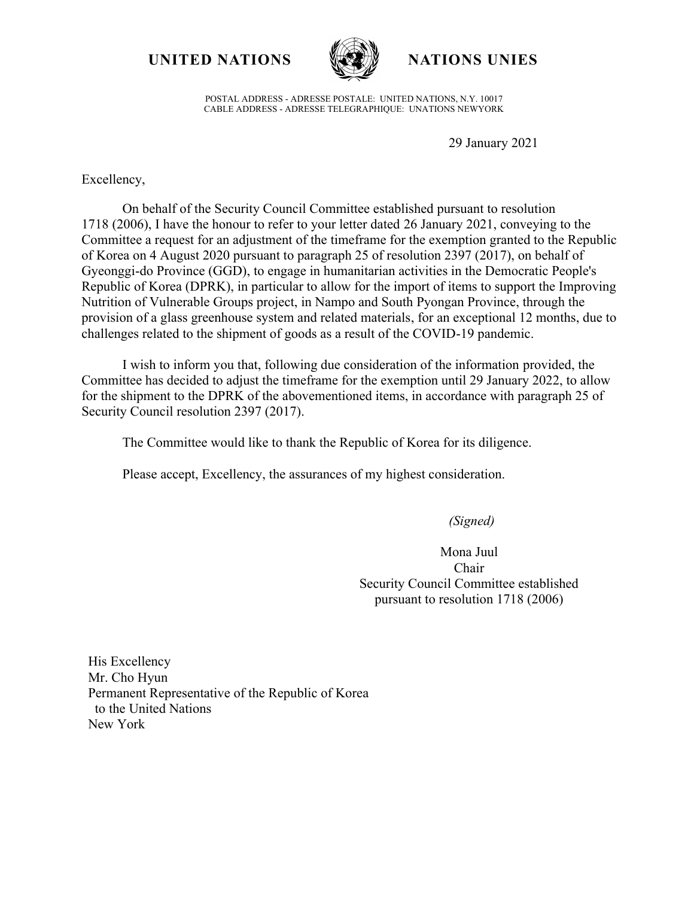**UNITED NATIONS** **NATIONS UNIES**

POSTAL ADDRESS - ADRESSE POSTALE: UNITED NATIONS, N.Y. 10017
CABLE ADDRESS - ADRESSE TELEGRAPHIQUE: UNATIONS NEWYORK

29 January 2021

Excellency,

On behalf of the Security Council Committee established pursuant to resolution 1718 (2006), I have the honour to refer to your letter dated 26 January 2021, conveying to the Committee a request for an adjustment of the timeframe for the exemption granted to the Republic of Korea on 4 August 2020 pursuant to paragraph 25 of resolution 2397 (2017), on behalf of Gyeonggi-do Province (GGD), to engage in humanitarian activities in the Democratic People's Republic of Korea (DPRK), in particular to allow for the import of items to support the Improving Nutrition of Vulnerable Groups project, in Nampo and South Pyongan Province, through the provision of a glass greenhouse system and related materials, for an exceptional 12 months, due to challenges related to the shipment of goods as a result of the COVID-19 pandemic.

I wish to inform you that, following due consideration of the information provided, the Committee has decided to adjust the timeframe for the exemption until 29 January 2022, to allow for the shipment to the DPRK of the abovementioned items, in accordance with paragraph 25 of Security Council resolution 2397 (2017).

The Committee would like to thank the Republic of Korea for its diligence.

Please accept, Excellency, the assurances of my highest consideration.

*(Signed)*

Mona Juul
Chair
Security Council Committee established
pursuant to resolution 1718 (2006)

His Excellency
Mr. Cho Hyun
Permanent Representative of the Republic of Korea
to the United Nations
New York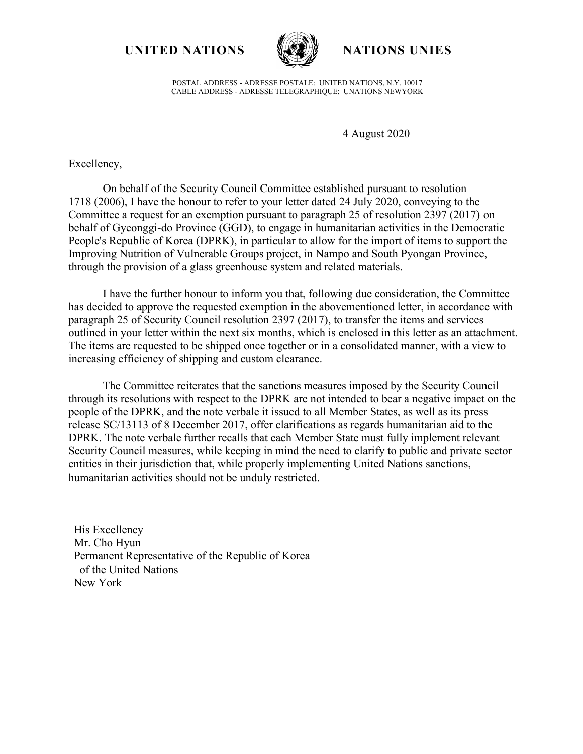**UNITED NATIONS** **NATIONS UNIES**

POSTAL ADDRESS - ADRESSE POSTALE: UNITED NATIONS, N.Y. 10017
CABLE ADDRESS - ADRESSE TELEGRAPHIQUE: UNATIONS NEWYORK

4 August 2020

Excellency,

On behalf of the Security Council Committee established pursuant to resolution 1718 (2006), I have the honour to refer to your letter dated 24 July 2020, conveying to the Committee a request for an exemption pursuant to paragraph 25 of resolution 2397 (2017) on behalf of Gyeonggi-do Province (GGD), to engage in humanitarian activities in the Democratic People's Republic of Korea (DPRK), in particular to allow for the import of items to support the Improving Nutrition of Vulnerable Groups project, in Nampo and South Pyongan Province, through the provision of a glass greenhouse system and related materials.

I have the further honour to inform you that, following due consideration, the Committee has decided to approve the requested exemption in the abovementioned letter, in accordance with paragraph 25 of Security Council resolution 2397 (2017), to transfer the items and services outlined in your letter within the next six months, which is enclosed in this letter as an attachment. The items are requested to be shipped once together or in a consolidated manner, with a view to increasing efficiency of shipping and custom clearance.

The Committee reiterates that the sanctions measures imposed by the Security Council through its resolutions with respect to the DPRK are not intended to bear a negative impact on the people of the DPRK, and the note verbale it issued to all Member States, as well as its press release SC/13113 of 8 December 2017, offer clarifications as regards humanitarian aid to the DPRK. The note verbale further recalls that each Member State must fully implement relevant Security Council measures, while keeping in mind the need to clarify to public and private sector entities in their jurisdiction that, while properly implementing United Nations sanctions, humanitarian activities should not be unduly restricted.

His Excellency
Mr. Cho Hyun
Permanent Representative of the Republic of Korea
of the United Nations
New York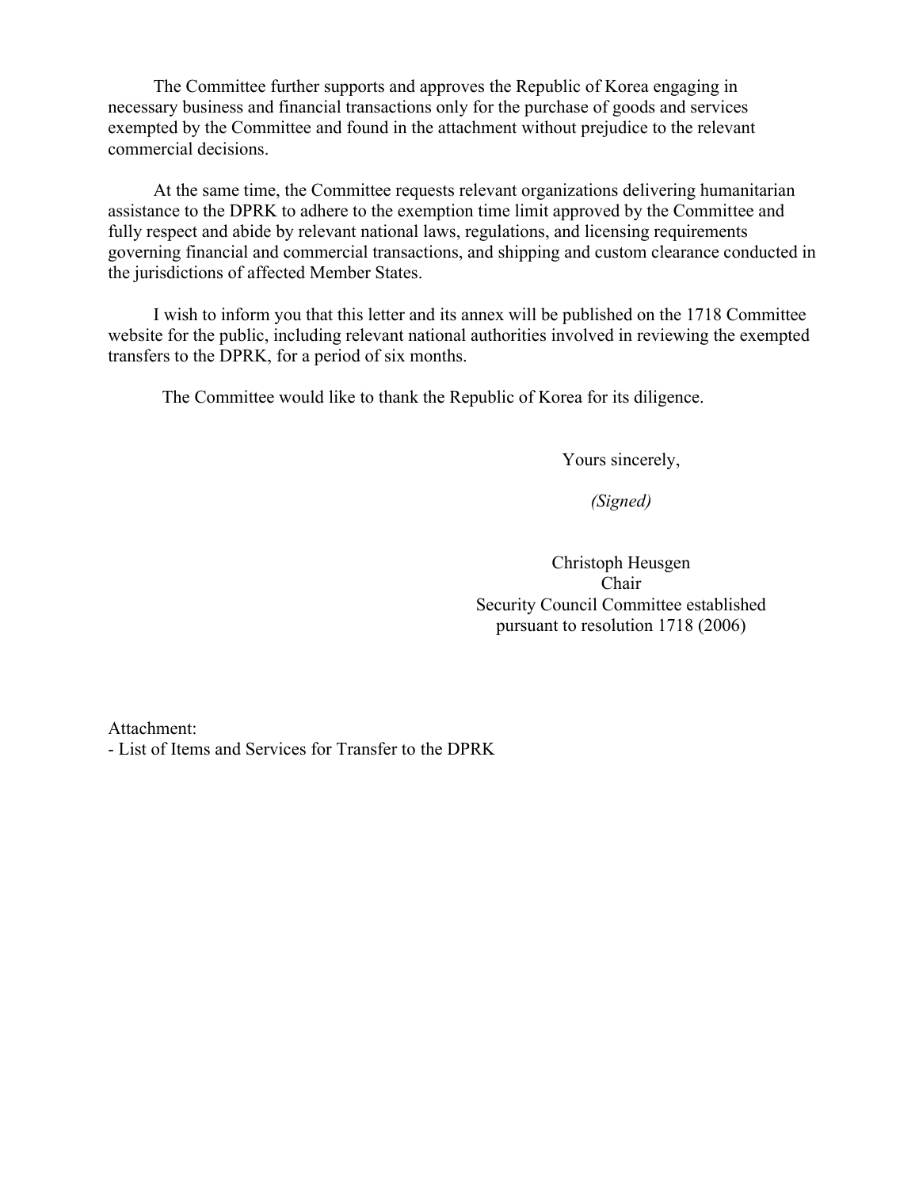The Committee further supports and approves the Republic of Korea engaging in necessary business and financial transactions only for the purchase of goods and services exempted by the Committee and found in the attachment without prejudice to the relevant commercial decisions.

At the same time, the Committee requests relevant organizations delivering humanitarian assistance to the DPRK to adhere to the exemption time limit approved by the Committee and fully respect and abide by relevant national laws, regulations, and licensing requirements governing financial and commercial transactions, and shipping and custom clearance conducted in the jurisdictions of affected Member States.

I wish to inform you that this letter and its annex will be published on the 1718 Committee website for the public, including relevant national authorities involved in reviewing the exempted transfers to the DPRK, for a period of six months.

The Committee would like to thank the Republic of Korea for its diligence.

Yours sincerely,

*(Signed)*

Christoph Heusgen
Chair
Security Council Committee established
pursuant to resolution 1718 (2006)

Attachment:
- List of Items and Services for Transfer to the DPRK